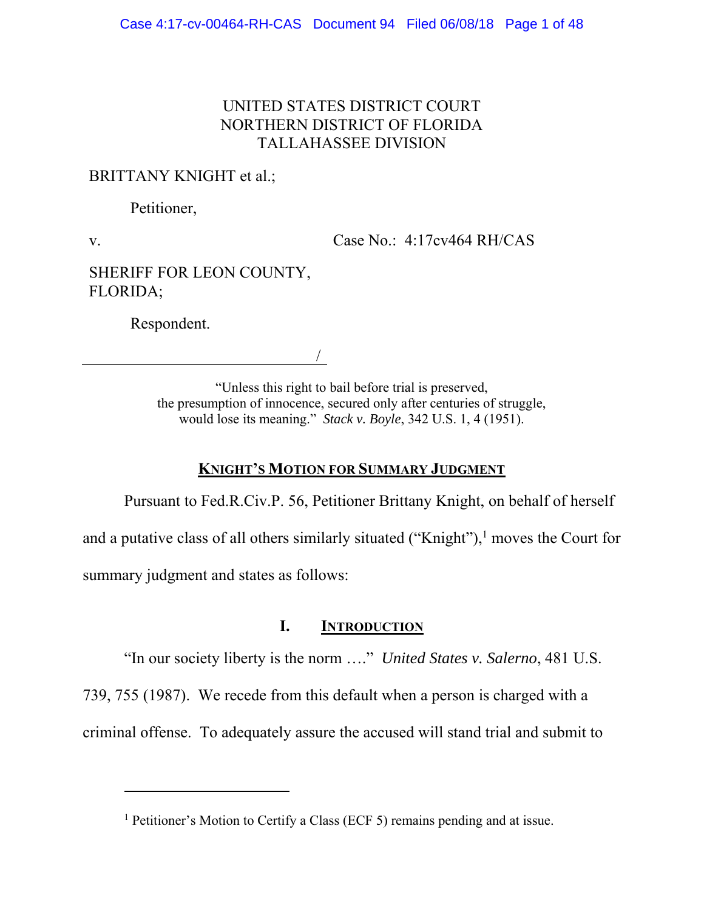UNITED STATES DISTRICT COURT
NORTHERN DISTRICT OF FLORIDA
TALLAHASSEE DIVISION

BRITTANY KNIGHT et al.;

Petitioner,

v. Case No.: 4:17cv464 RH/CAS

SHERIFF FOR LEON COUNTY, FLORIDA;

Respondent.

/

"Unless this right to bail before trial is preserved, the presumption of innocence, secured only after centuries of struggle, would lose its meaning." *Stack v. Boyle*, 342 U.S. 1, 4 (1951).

## KNIGHT'S MOTION FOR SUMMARY JUDGMENT

Pursuant to Fed.R.Civ.P. 56, Petitioner Brittany Knight, on behalf of herself and a putative class of all others similarly situated ("Knight"),[1] moves the Court for summary judgment and states as follows:

### I. INTRODUCTION

"In our society liberty is the norm …." *United States v. Salerno*, 481 U.S. 739, 755 (1987). We recede from this default when a person is charged with a criminal offense. To adequately assure the accused will stand trial and submit to

[1] Petitioner's Motion to Certify a Class (ECF 5) remains pending and at issue.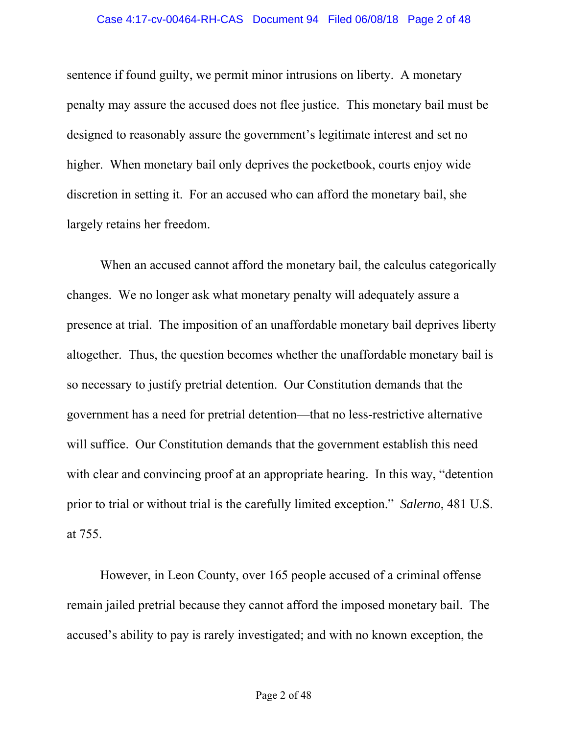sentence if found guilty, we permit minor intrusions on liberty. A monetary penalty may assure the accused does not flee justice. This monetary bail must be designed to reasonably assure the government's legitimate interest and set no higher. When monetary bail only deprives the pocketbook, courts enjoy wide discretion in setting it. For an accused who can afford the monetary bail, she largely retains her freedom.

When an accused cannot afford the monetary bail, the calculus categorically changes. We no longer ask what monetary penalty will adequately assure a presence at trial. The imposition of an unaffordable monetary bail deprives liberty altogether. Thus, the question becomes whether the unaffordable monetary bail is so necessary to justify pretrial detention. Our Constitution demands that the government has a need for pretrial detention—that no less-restrictive alternative will suffice. Our Constitution demands that the government establish this need with clear and convincing proof at an appropriate hearing. In this way, "detention prior to trial or without trial is the carefully limited exception." *Salerno*, 481 U.S. at 755.

However, in Leon County, over 165 people accused of a criminal offense remain jailed pretrial because they cannot afford the imposed monetary bail. The accused's ability to pay is rarely investigated; and with no known exception, the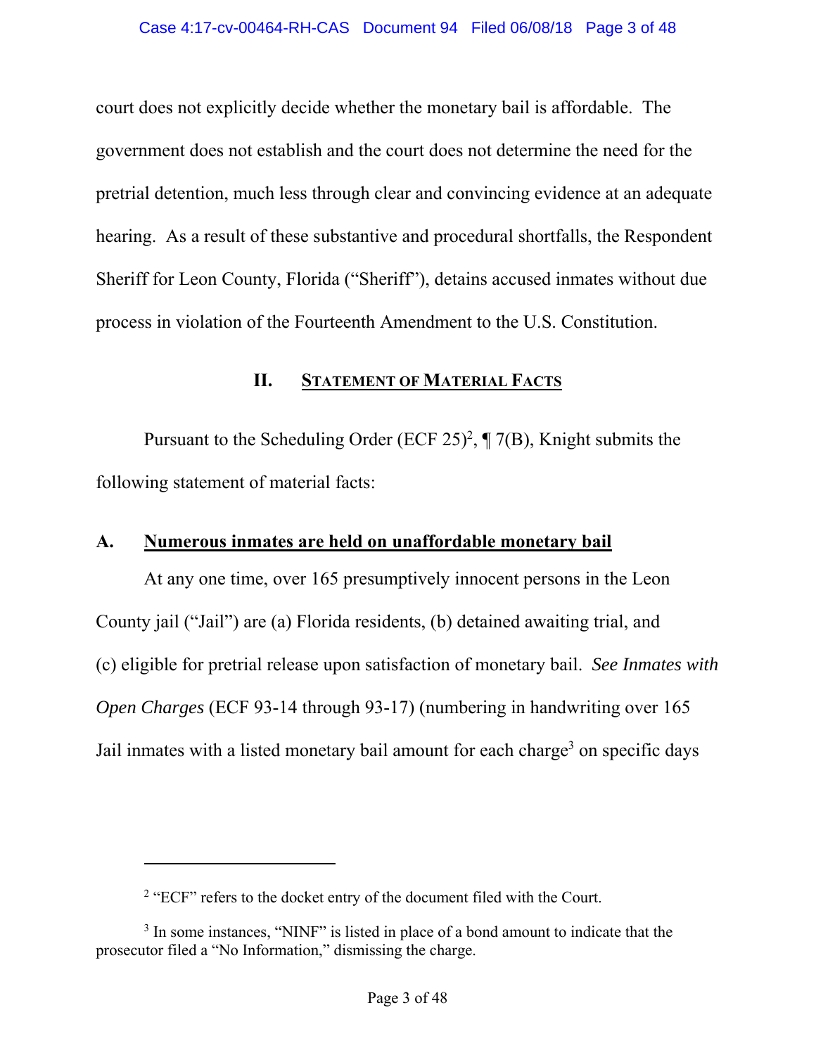court does not explicitly decide whether the monetary bail is affordable. The government does not establish and the court does not determine the need for the pretrial detention, much less through clear and convincing evidence at an adequate hearing. As a result of these substantive and procedural shortfalls, the Respondent Sheriff for Leon County, Florida ("Sheriff"), detains accused inmates without due process in violation of the Fourteenth Amendment to the U.S. Constitution.

## II. <u>Statement of Material Facts</u>

Pursuant to the Scheduling Order (ECF 25)[2], ¶ 7(B), Knight submits the following statement of material facts:

### A. <u>Numerous inmates are held on unaffordable monetary bail</u>

At any one time, over 165 presumptively innocent persons in the Leon County jail ("Jail") are (a) Florida residents, (b) detained awaiting trial, and (c) eligible for pretrial release upon satisfaction of monetary bail. *See Inmates with Open Charges* (ECF 93-14 through 93-17) (numbering in handwriting over 165 Jail inmates with a listed monetary bail amount for each charge[3] on specific days

---

[2] "ECF" refers to the docket entry of the document filed with the Court.

[3] In some instances, "NINF" is listed in place of a bond amount to indicate that the prosecutor filed a "No Information," dismissing the charge.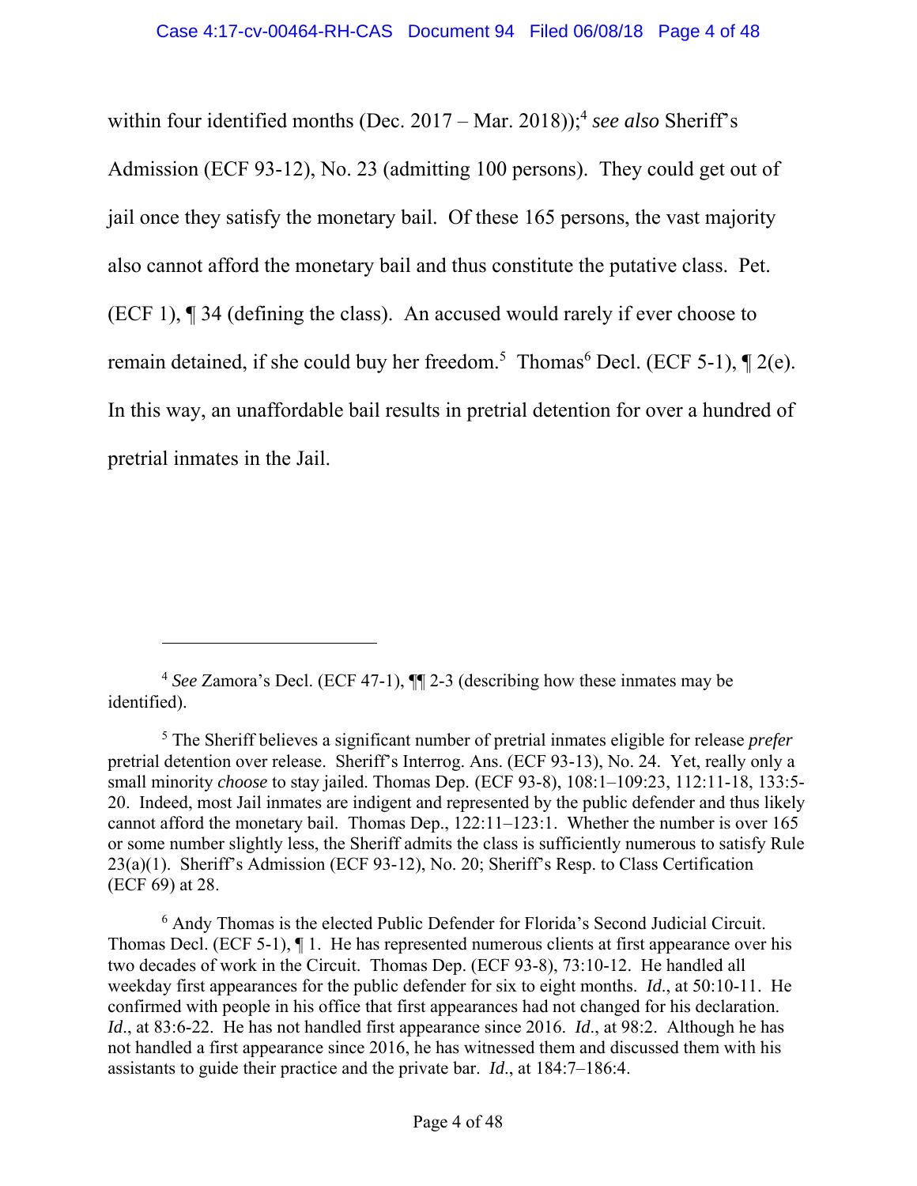within four identified months (Dec. 2017 – Mar. 2018));[4] *see also* Sheriff's Admission (ECF 93-12), No. 23 (admitting 100 persons). They could get out of jail once they satisfy the monetary bail. Of these 165 persons, the vast majority also cannot afford the monetary bail and thus constitute the putative class. Pet. (ECF 1), ¶ 34 (defining the class). An accused would rarely if ever choose to remain detained, if she could buy her freedom.[5] Thomas[6] Decl. (ECF 5-1), ¶ 2(e). In this way, an unaffordable bail results in pretrial detention for over a hundred of pretrial inmates in the Jail.

---

[4] *See* Zamora's Decl. (ECF 47-1), ¶¶ 2-3 (describing how these inmates may be identified).

[5] The Sheriff believes a significant number of pretrial inmates eligible for release *prefer* pretrial detention over release. Sheriff's Interrog. Ans. (ECF 93-13), No. 24. Yet, really only a small minority *choose* to stay jailed. Thomas Dep. (ECF 93-8), 108:1–109:23, 112:11-18, 133:5-20. Indeed, most Jail inmates are indigent and represented by the public defender and thus likely cannot afford the monetary bail. Thomas Dep., 122:11–123:1. Whether the number is over 165 or some number slightly less, the Sheriff admits the class is sufficiently numerous to satisfy Rule 23(a)(1). Sheriff's Admission (ECF 93-12), No. 20; Sheriff's Resp. to Class Certification (ECF 69) at 28.

[6] Andy Thomas is the elected Public Defender for Florida's Second Judicial Circuit. Thomas Decl. (ECF 5-1), ¶ 1. He has represented numerous clients at first appearance over his two decades of work in the Circuit. Thomas Dep. (ECF 93-8), 73:10-12. He handled all weekday first appearances for the public defender for six to eight months. *Id*., at 50:10-11. He confirmed with people in his office that first appearances had not changed for his declaration. *Id*., at 83:6-22. He has not handled first appearance since 2016. *Id*., at 98:2. Although he has not handled a first appearance since 2016, he has witnessed them and discussed them with his assistants to guide their practice and the private bar. *Id*., at 184:7–186:4.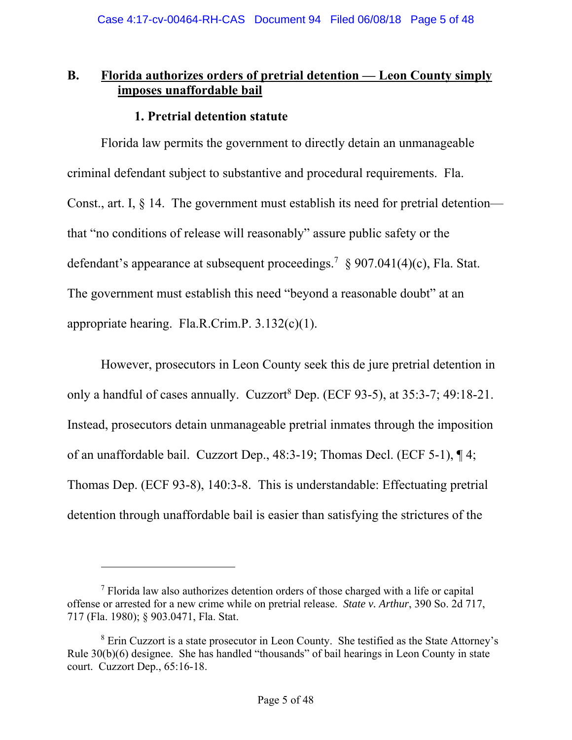## B. Florida authorizes orders of pretrial detention — Leon County simply imposes unaffordable bail

### 1. Pretrial detention statute

Florida law permits the government to directly detain an unmanageable criminal defendant subject to substantive and procedural requirements. Fla. Const., art. I, § 14. The government must establish its need for pretrial detention—that "no conditions of release will reasonably" assure public safety or the defendant's appearance at subsequent proceedings.[7] § 907.041(4)(c), Fla. Stat. The government must establish this need "beyond a reasonable doubt" at an appropriate hearing. Fla.R.Crim.P. 3.132(c)(1).

However, prosecutors in Leon County seek this de jure pretrial detention in only a handful of cases annually. Cuzzort[8] Dep. (ECF 93-5), at 35:3-7; 49:18-21. Instead, prosecutors detain unmanageable pretrial inmates through the imposition of an unaffordable bail. Cuzzort Dep., 48:3-19; Thomas Decl. (ECF 5-1), ¶ 4; Thomas Dep. (ECF 93-8), 140:3-8. This is understandable: Effectuating pretrial detention through unaffordable bail is easier than satisfying the strictures of the

---

[7] Florida law also authorizes detention orders of those charged with a life or capital offense or arrested for a new crime while on pretrial release. *State v. Arthur*, 390 So. 2d 717, 717 (Fla. 1980); § 903.0471, Fla. Stat.

[8] Erin Cuzzort is a state prosecutor in Leon County. She testified as the State Attorney's Rule 30(b)(6) designee. She has handled "thousands" of bail hearings in Leon County in state court. Cuzzort Dep., 65:16-18.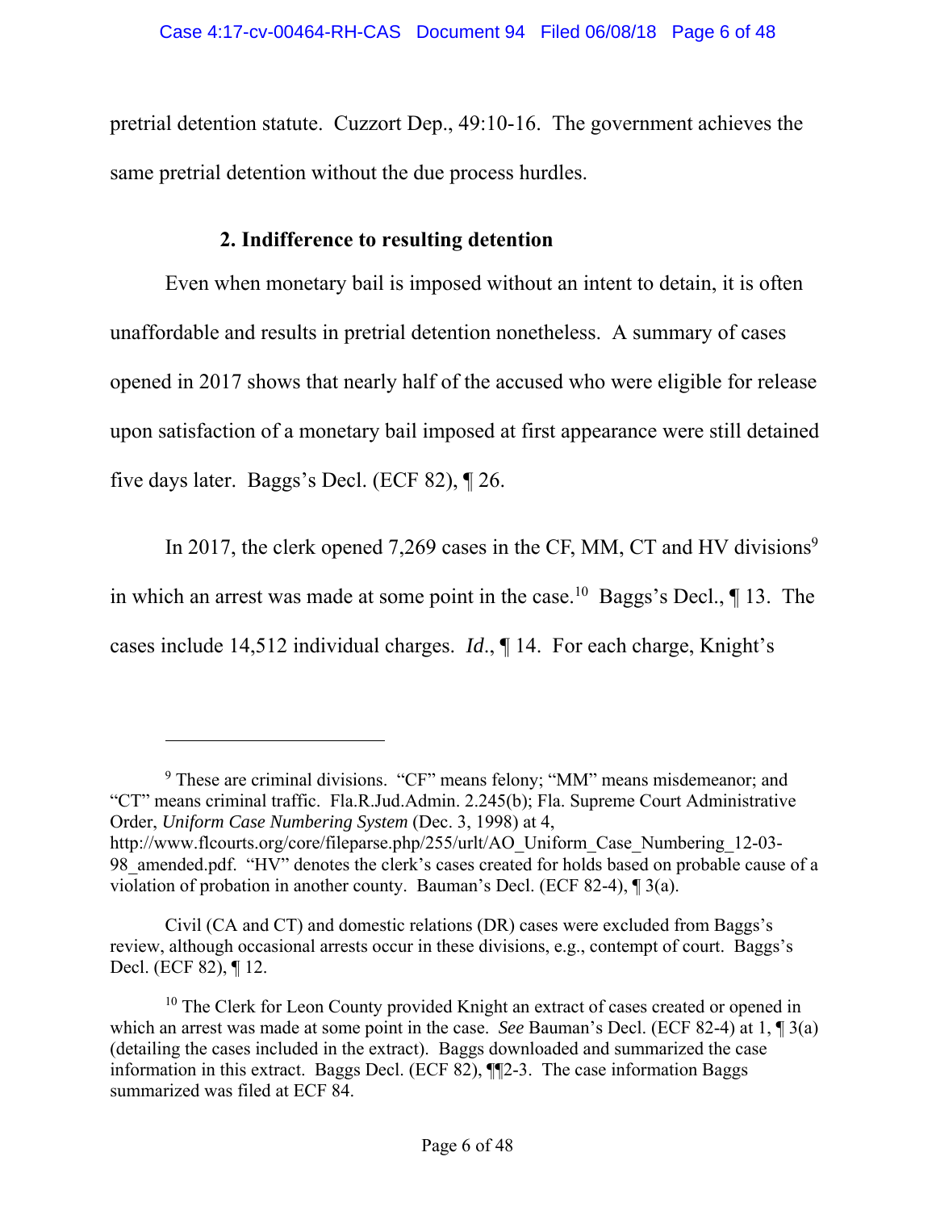pretrial detention statute. Cuzzort Dep., 49:10-16. The government achieves the same pretrial detention without the due process hurdles.

### 2. Indifference to resulting detention

Even when monetary bail is imposed without an intent to detain, it is often unaffordable and results in pretrial detention nonetheless. A summary of cases opened in 2017 shows that nearly half of the accused who were eligible for release upon satisfaction of a monetary bail imposed at first appearance were still detained five days later. Baggs's Decl. (ECF 82), ¶ 26.

In 2017, the clerk opened 7,269 cases in the CF, MM, CT and HV divisions[9] in which an arrest was made at some point in the case.[10] Baggs's Decl., ¶ 13. The cases include 14,512 individual charges. *Id*., ¶ 14. For each charge, Knight's

---

[9] These are criminal divisions. "CF" means felony; "MM" means misdemeanor; and "CT" means criminal traffic. Fla.R.Jud.Admin. 2.245(b); Fla. Supreme Court Administrative Order, *Uniform Case Numbering System* (Dec. 3, 1998) at 4, http://www.flcourts.org/core/fileparse.php/255/urlt/AO_Uniform_Case_Numbering_12-03-98_amended.pdf. "HV" denotes the clerk's cases created for holds based on probable cause of a violation of probation in another county. Bauman's Decl. (ECF 82-4), ¶ 3(a).

Civil (CA and CT) and domestic relations (DR) cases were excluded from Baggs's review, although occasional arrests occur in these divisions, e.g., contempt of court. Baggs's Decl. (ECF 82), ¶ 12.

[10] The Clerk for Leon County provided Knight an extract of cases created or opened in which an arrest was made at some point in the case. *See* Bauman's Decl. (ECF 82-4) at 1, ¶ 3(a) (detailing the cases included in the extract). Baggs downloaded and summarized the case information in this extract. Baggs Decl. (ECF 82), ¶¶2-3. The case information Baggs summarized was filed at ECF 84.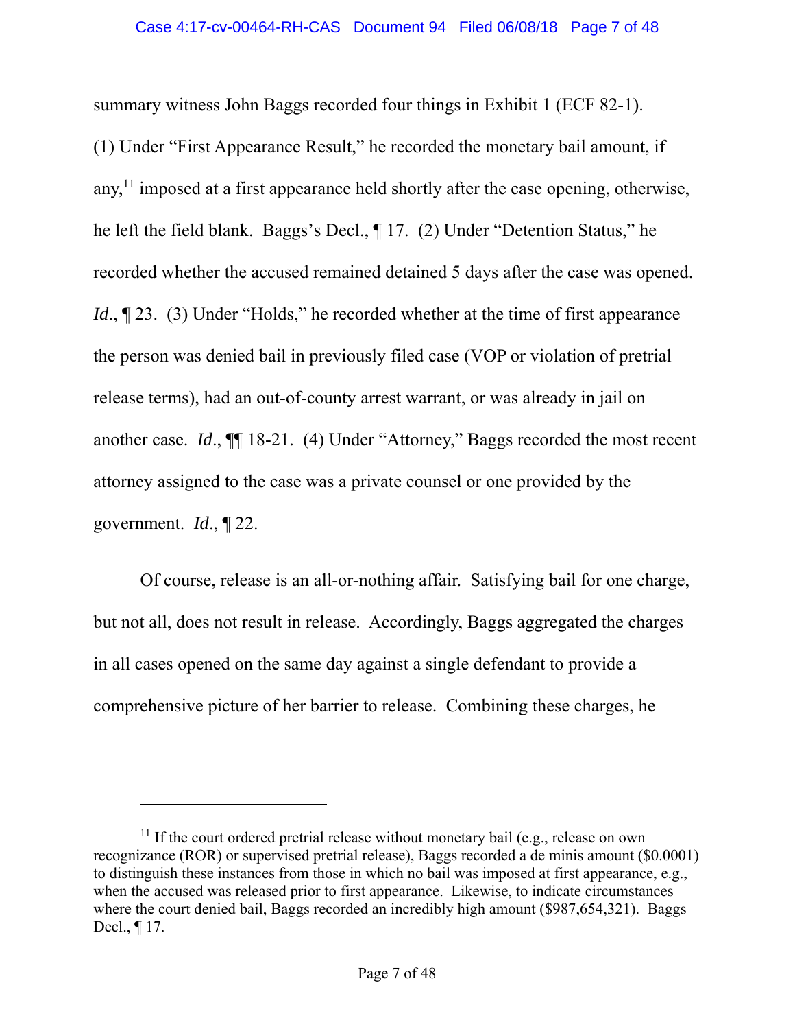summary witness John Baggs recorded four things in Exhibit 1 (ECF 82-1). (1) Under "First Appearance Result," he recorded the monetary bail amount, if any,[11] imposed at a first appearance held shortly after the case opening, otherwise, he left the field blank. Baggs's Decl., ¶ 17. (2) Under "Detention Status," he recorded whether the accused remained detained 5 days after the case was opened. *Id*., ¶ 23. (3) Under "Holds," he recorded whether at the time of first appearance the person was denied bail in previously filed case (VOP or violation of pretrial release terms), had an out-of-county arrest warrant, or was already in jail on another case. *Id*., ¶¶ 18-21. (4) Under "Attorney," Baggs recorded the most recent attorney assigned to the case was a private counsel or one provided by the government. *Id*., ¶ 22.

Of course, release is an all-or-nothing affair. Satisfying bail for one charge, but not all, does not result in release. Accordingly, Baggs aggregated the charges in all cases opened on the same day against a single defendant to provide a comprehensive picture of her barrier to release. Combining these charges, he

---

[11] If the court ordered pretrial release without monetary bail (e.g., release on own recognizance (ROR) or supervised pretrial release), Baggs recorded a de minis amount ($0.0001) to distinguish these instances from those in which no bail was imposed at first appearance, e.g., when the accused was released prior to first appearance. Likewise, to indicate circumstances where the court denied bail, Baggs recorded an incredibly high amount ($987,654,321). Baggs Decl., ¶ 17.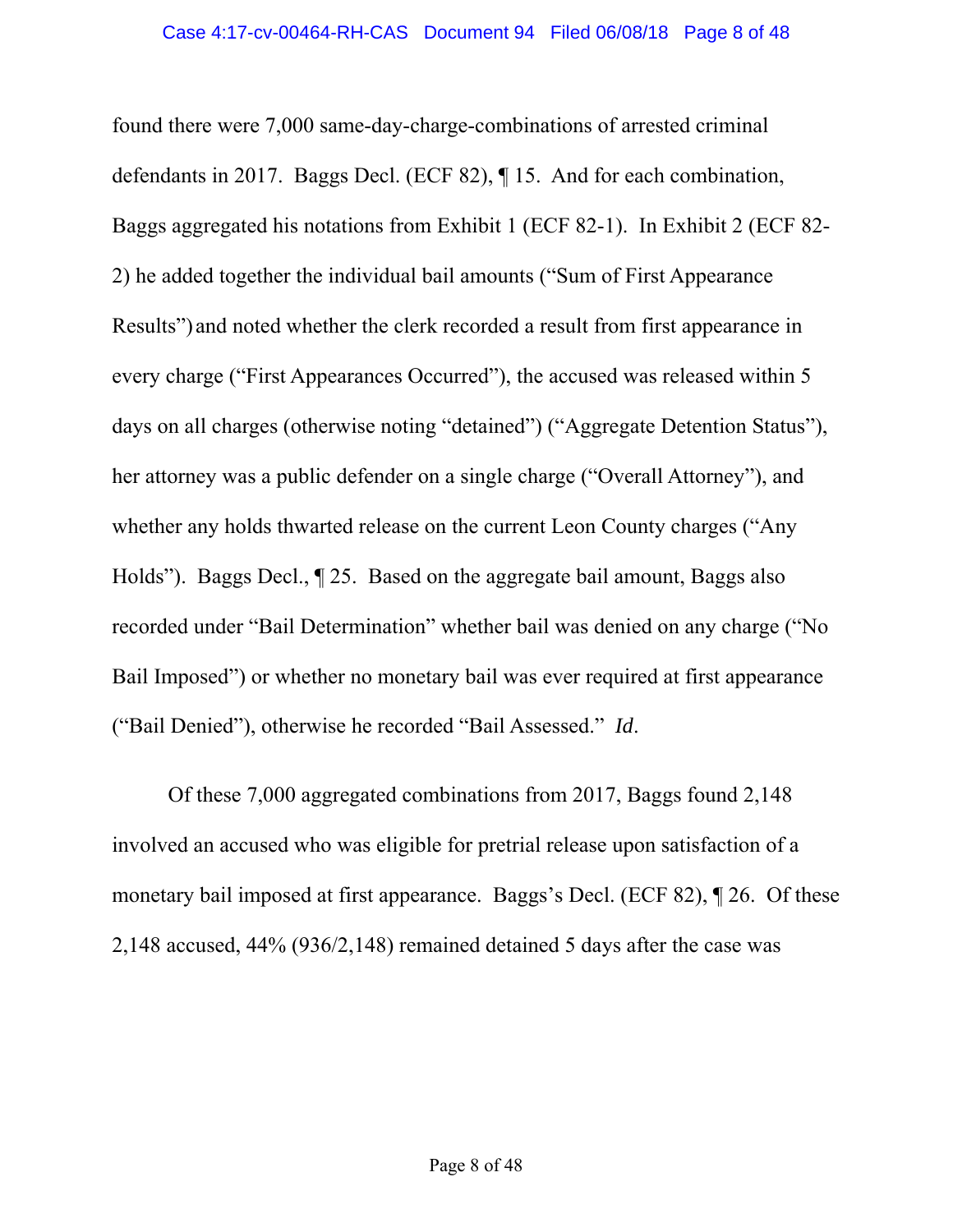found there were 7,000 same-day-charge-combinations of arrested criminal defendants in 2017. Baggs Decl. (ECF 82), ¶ 15. And for each combination, Baggs aggregated his notations from Exhibit 1 (ECF 82-1). In Exhibit 2 (ECF 82-2) he added together the individual bail amounts ("Sum of First Appearance Results") and noted whether the clerk recorded a result from first appearance in every charge ("First Appearances Occurred"), the accused was released within 5 days on all charges (otherwise noting "detained") ("Aggregate Detention Status"), her attorney was a public defender on a single charge ("Overall Attorney"), and whether any holds thwarted release on the current Leon County charges ("Any Holds"). Baggs Decl., ¶ 25. Based on the aggregate bail amount, Baggs also recorded under "Bail Determination" whether bail was denied on any charge ("No Bail Imposed") or whether no monetary bail was ever required at first appearance ("Bail Denied"), otherwise he recorded "Bail Assessed." *Id*.

Of these 7,000 aggregated combinations from 2017, Baggs found 2,148 involved an accused who was eligible for pretrial release upon satisfaction of a monetary bail imposed at first appearance. Baggs's Decl. (ECF 82), ¶ 26. Of these 2,148 accused, 44% (936/2,148) remained detained 5 days after the case was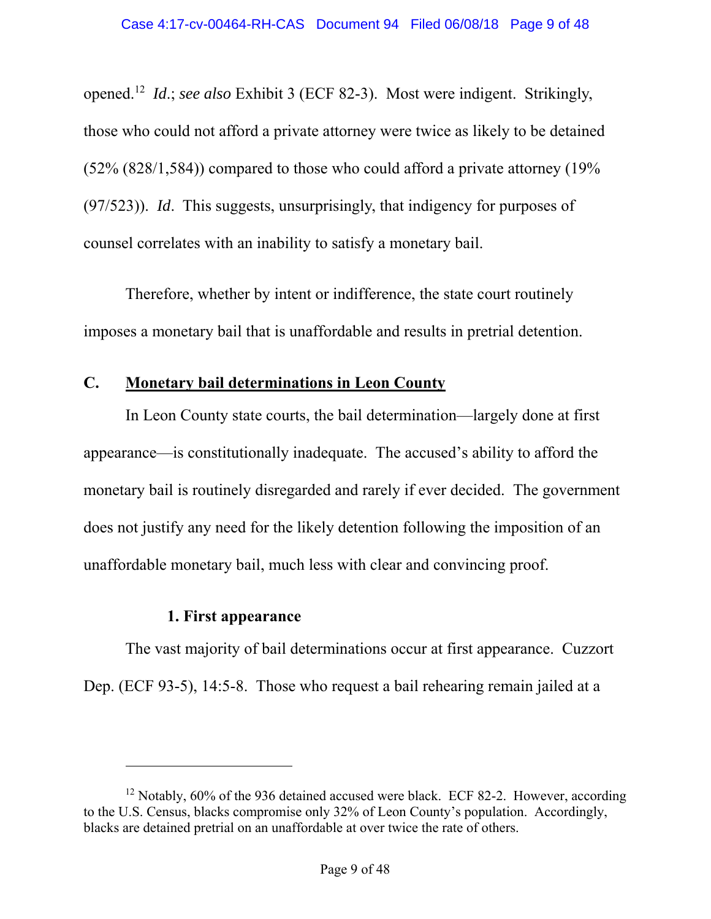opened.[12] *Id*.; *see also* Exhibit 3 (ECF 82-3). Most were indigent. Strikingly, those who could not afford a private attorney were twice as likely to be detained (52% (828/1,584)) compared to those who could afford a private attorney (19% (97/523)). *Id*. This suggests, unsurprisingly, that indigency for purposes of counsel correlates with an inability to satisfy a monetary bail.

Therefore, whether by intent or indifference, the state court routinely imposes a monetary bail that is unaffordable and results in pretrial detention.

## C. Monetary bail determinations in Leon County

In Leon County state courts, the bail determination—largely done at first appearance—is constitutionally inadequate. The accused's ability to afford the monetary bail is routinely disregarded and rarely if ever decided. The government does not justify any need for the likely detention following the imposition of an unaffordable monetary bail, much less with clear and convincing proof.

### 1. First appearance

The vast majority of bail determinations occur at first appearance. Cuzzort Dep. (ECF 93-5), 14:5-8. Those who request a bail rehearing remain jailed at a

---

[12] Notably, 60% of the 936 detained accused were black. ECF 82-2. However, according to the U.S. Census, blacks compromise only 32% of Leon County's population. Accordingly, blacks are detained pretrial on an unaffordable at over twice the rate of others.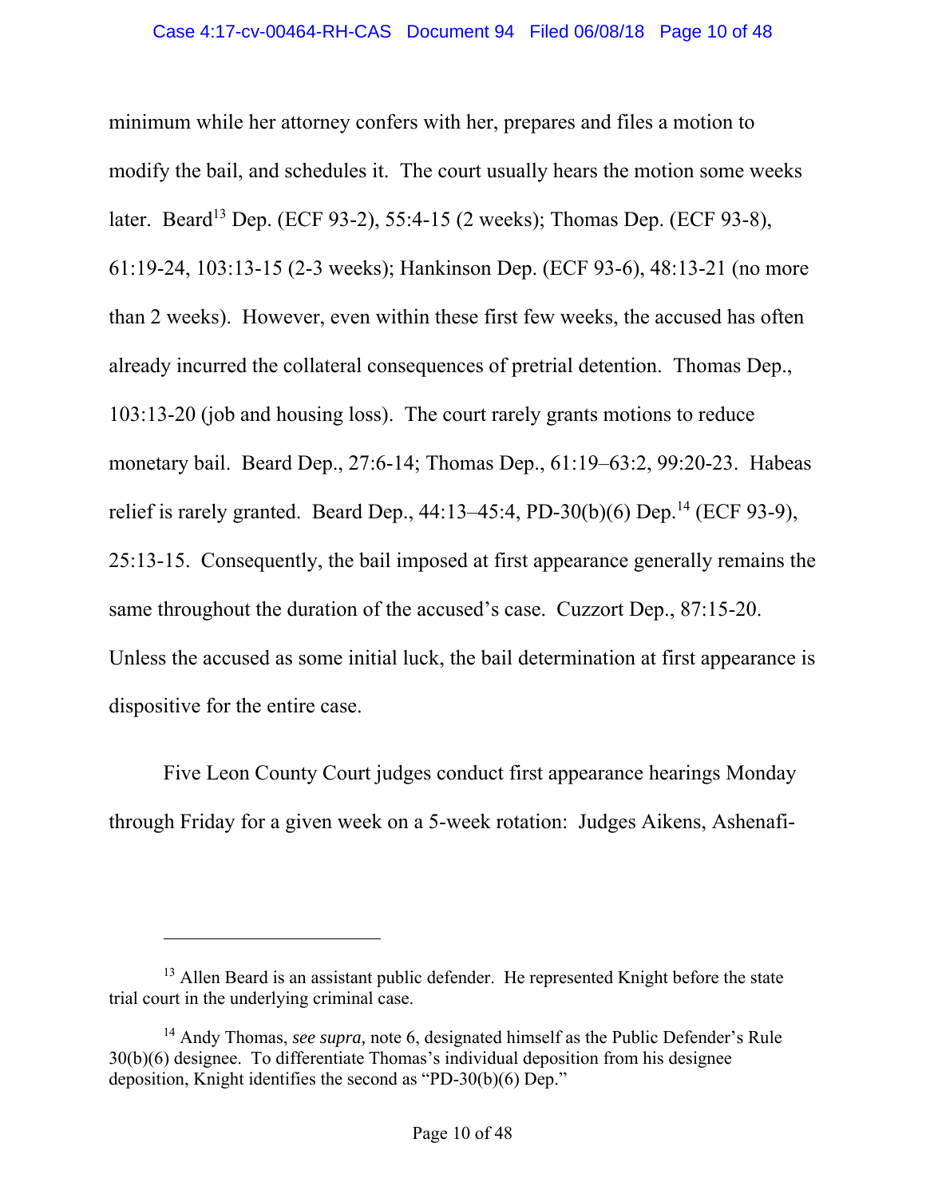minimum while her attorney confers with her, prepares and files a motion to modify the bail, and schedules it. The court usually hears the motion some weeks later. Beard[13] Dep. (ECF 93-2), 55:4-15 (2 weeks); Thomas Dep. (ECF 93-8), 61:19-24, 103:13-15 (2-3 weeks); Hankinson Dep. (ECF 93-6), 48:13-21 (no more than 2 weeks). However, even within these first few weeks, the accused has often already incurred the collateral consequences of pretrial detention. Thomas Dep., 103:13-20 (job and housing loss). The court rarely grants motions to reduce monetary bail. Beard Dep., 27:6-14; Thomas Dep., 61:19–63:2, 99:20-23. Habeas relief is rarely granted. Beard Dep., 44:13–45:4, PD-30(b)(6) Dep.[14] (ECF 93-9), 25:13-15. Consequently, the bail imposed at first appearance generally remains the same throughout the duration of the accused's case. Cuzzort Dep., 87:15-20. Unless the accused as some initial luck, the bail determination at first appearance is dispositive for the entire case.

Five Leon County Court judges conduct first appearance hearings Monday through Friday for a given week on a 5-week rotation: Judges Aikens, Ashenafi-

---

[13] Allen Beard is an assistant public defender. He represented Knight before the state trial court in the underlying criminal case.

[14] Andy Thomas, *see supra,* note 6, designated himself as the Public Defender's Rule 30(b)(6) designee. To differentiate Thomas's individual deposition from his designee deposition, Knight identifies the second as "PD-30(b)(6) Dep."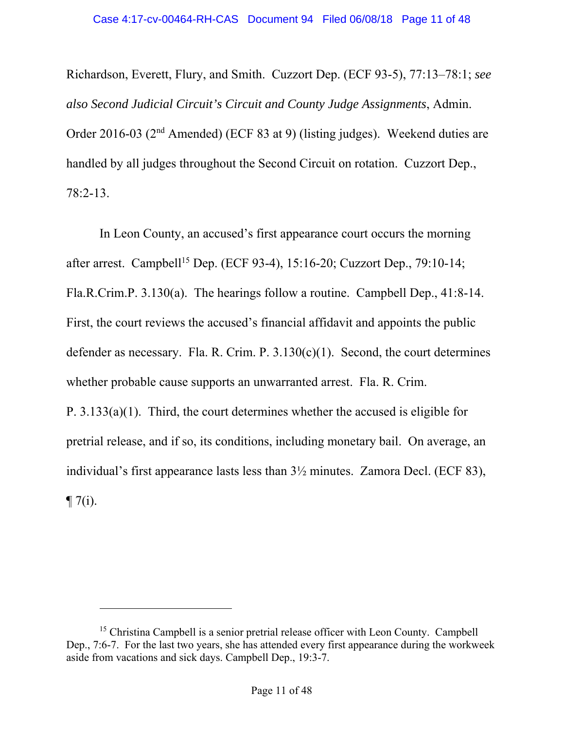Richardson, Everett, Flury, and Smith. Cuzzort Dep. (ECF 93-5), 77:13–78:1; *see also Second Judicial Circuit's Circuit and County Judge Assignments*, Admin. Order 2016-03 (2nd Amended) (ECF 83 at 9) (listing judges). Weekend duties are handled by all judges throughout the Second Circuit on rotation. Cuzzort Dep., 78:2-13.

In Leon County, an accused's first appearance court occurs the morning after arrest. Campbell[15] Dep. (ECF 93-4), 15:16-20; Cuzzort Dep., 79:10-14; Fla.R.Crim.P. 3.130(a). The hearings follow a routine. Campbell Dep., 41:8-14. First, the court reviews the accused's financial affidavit and appoints the public defender as necessary. Fla. R. Crim. P. 3.130(c)(1). Second, the court determines whether probable cause supports an unwarranted arrest. Fla. R. Crim. P. 3.133(a)(1). Third, the court determines whether the accused is eligible for pretrial release, and if so, its conditions, including monetary bail. On average, an individual's first appearance lasts less than 3½ minutes. Zamora Decl. (ECF 83), ¶ 7(i).

---

[15] Christina Campbell is a senior pretrial release officer with Leon County. Campbell Dep., 7:6-7. For the last two years, she has attended every first appearance during the workweek aside from vacations and sick days. Campbell Dep., 19:3-7.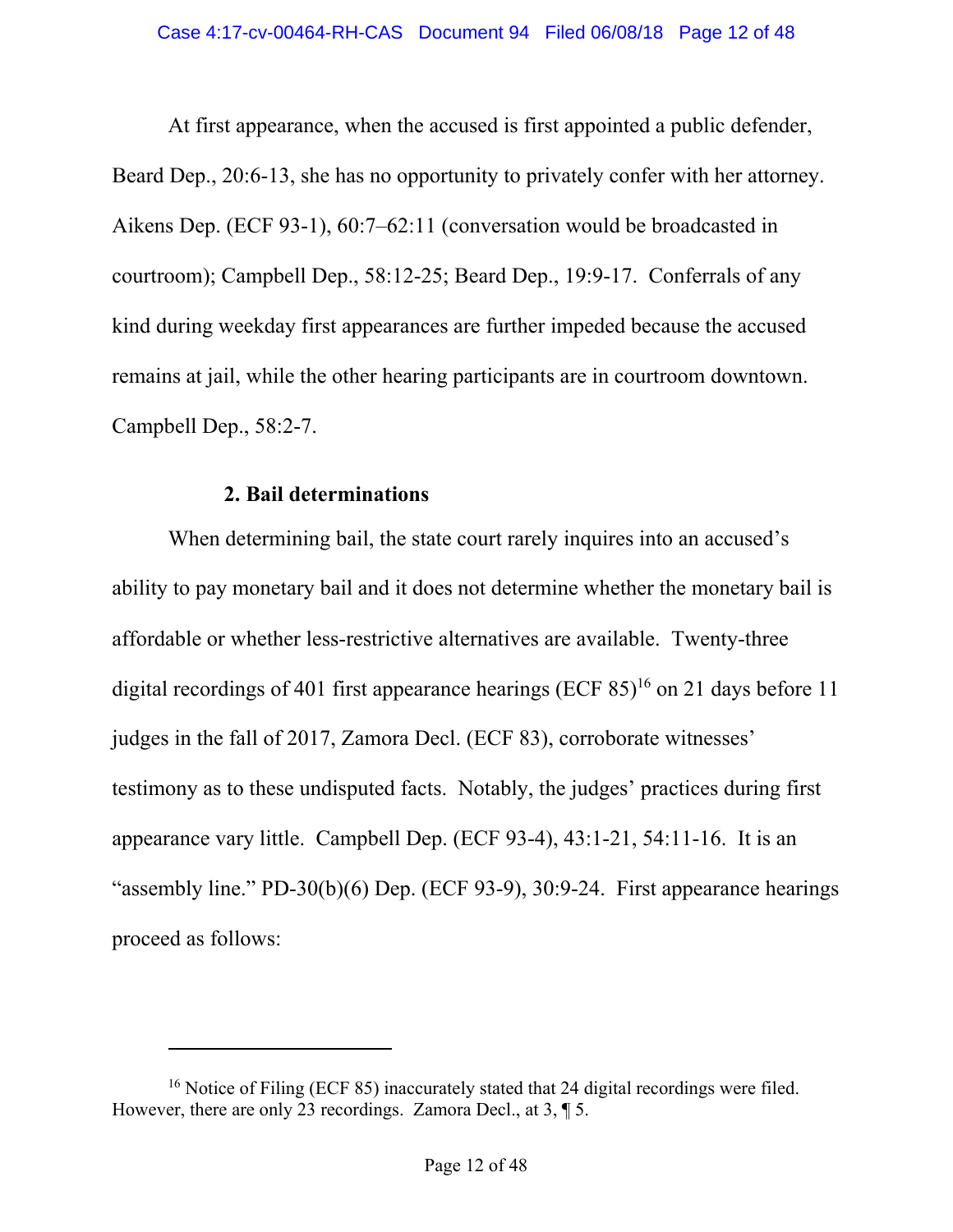At first appearance, when the accused is first appointed a public defender, Beard Dep., 20:6-13, she has no opportunity to privately confer with her attorney. Aikens Dep. (ECF 93-1), 60:7–62:11 (conversation would be broadcasted in courtroom); Campbell Dep., 58:12-25; Beard Dep., 19:9-17. Conferrals of any kind during weekday first appearances are further impeded because the accused remains at jail, while the other hearing participants are in courtroom downtown. Campbell Dep., 58:2-7.

### 2. Bail determinations

When determining bail, the state court rarely inquires into an accused's ability to pay monetary bail and it does not determine whether the monetary bail is affordable or whether less-restrictive alternatives are available. Twenty-three digital recordings of 401 first appearance hearings (ECF 85)[16] on 21 days before 11 judges in the fall of 2017, Zamora Decl. (ECF 83), corroborate witnesses' testimony as to these undisputed facts. Notably, the judges' practices during first appearance vary little. Campbell Dep. (ECF 93-4), 43:1-21, 54:11-16. It is an "assembly line." PD-30(b)(6) Dep. (ECF 93-9), 30:9-24. First appearance hearings proceed as follows:

---

[16] Notice of Filing (ECF 85) inaccurately stated that 24 digital recordings were filed. However, there are only 23 recordings. Zamora Decl., at 3, ¶ 5.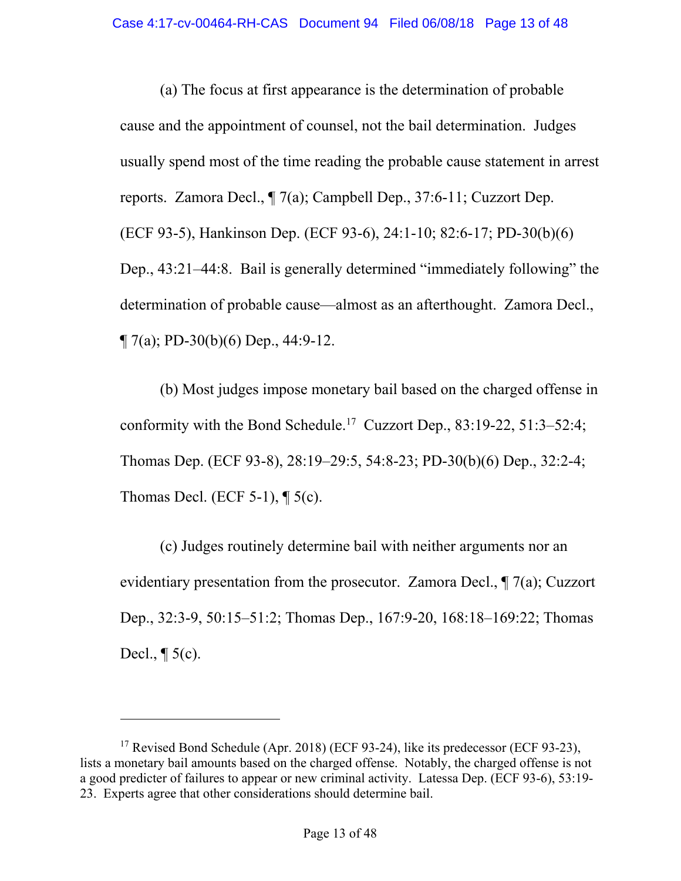(a) The focus at first appearance is the determination of probable cause and the appointment of counsel, not the bail determination. Judges usually spend most of the time reading the probable cause statement in arrest reports. Zamora Decl., ¶ 7(a); Campbell Dep., 37:6-11; Cuzzort Dep. (ECF 93-5), Hankinson Dep. (ECF 93-6), 24:1-10; 82:6-17; PD-30(b)(6) Dep., 43:21–44:8. Bail is generally determined "immediately following" the determination of probable cause—almost as an afterthought. Zamora Decl., ¶ 7(a); PD-30(b)(6) Dep., 44:9-12.

(b) Most judges impose monetary bail based on the charged offense in conformity with the Bond Schedule.[17] Cuzzort Dep., 83:19-22, 51:3–52:4; Thomas Dep. (ECF 93-8), 28:19–29:5, 54:8-23; PD-30(b)(6) Dep., 32:2-4; Thomas Decl. (ECF 5-1), ¶ 5(c).

(c) Judges routinely determine bail with neither arguments nor an evidentiary presentation from the prosecutor. Zamora Decl., ¶ 7(a); Cuzzort Dep., 32:3-9, 50:15–51:2; Thomas Dep., 167:9-20, 168:18–169:22; Thomas Decl., ¶ 5(c).

---

[17] Revised Bond Schedule (Apr. 2018) (ECF 93-24), like its predecessor (ECF 93-23), lists a monetary bail amounts based on the charged offense. Notably, the charged offense is not a good predicter of failures to appear or new criminal activity. Latessa Dep. (ECF 93-6), 53:19-23. Experts agree that other considerations should determine bail.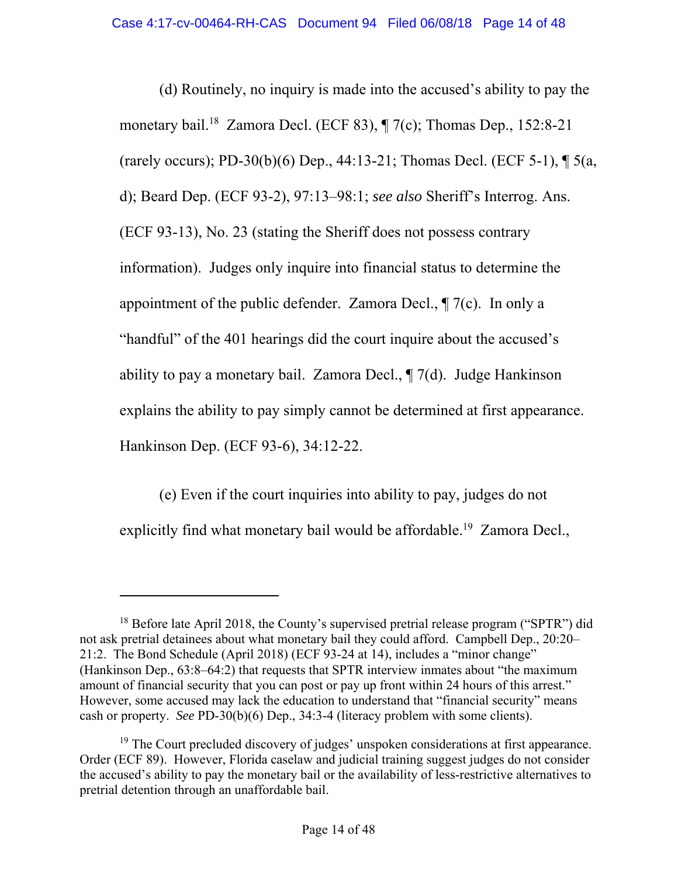(d) Routinely, no inquiry is made into the accused's ability to pay the monetary bail.[18] Zamora Decl. (ECF 83), ¶ 7(c); Thomas Dep., 152:8-21 (rarely occurs); PD-30(b)(6) Dep., 44:13-21; Thomas Decl. (ECF 5-1), ¶ 5(a, d); Beard Dep. (ECF 93-2), 97:13–98:1; *see also* Sheriff's Interrog. Ans. (ECF 93-13), No. 23 (stating the Sheriff does not possess contrary information). Judges only inquire into financial status to determine the appointment of the public defender. Zamora Decl., ¶ 7(c). In only a "handful" of the 401 hearings did the court inquire about the accused's ability to pay a monetary bail. Zamora Decl., ¶ 7(d). Judge Hankinson explains the ability to pay simply cannot be determined at first appearance. Hankinson Dep. (ECF 93-6), 34:12-22.

(e) Even if the court inquiries into ability to pay, judges do not explicitly find what monetary bail would be affordable.[19] Zamora Decl.,

---

[18] Before late April 2018, the County's supervised pretrial release program ("SPTR") did not ask pretrial detainees about what monetary bail they could afford. Campbell Dep., 20:20–21:2. The Bond Schedule (April 2018) (ECF 93-24 at 14), includes a "minor change" (Hankinson Dep., 63:8–64:2) that requests that SPTR interview inmates about "the maximum amount of financial security that you can post or pay up front within 24 hours of this arrest." However, some accused may lack the education to understand that "financial security" means cash or property. *See* PD-30(b)(6) Dep., 34:3-4 (literacy problem with some clients).

[19] The Court precluded discovery of judges' unspoken considerations at first appearance. Order (ECF 89). However, Florida caselaw and judicial training suggest judges do not consider the accused's ability to pay the monetary bail or the availability of less-restrictive alternatives to pretrial detention through an unaffordable bail.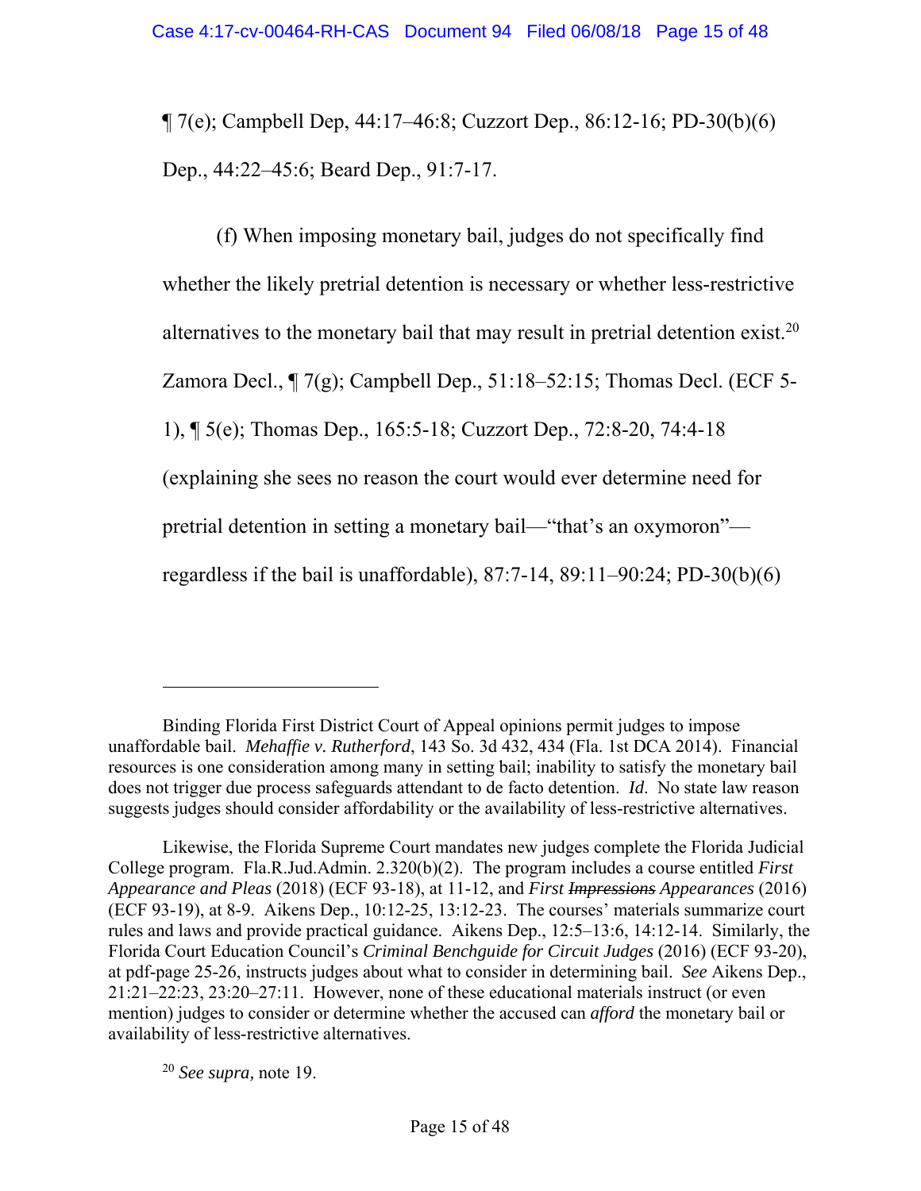¶ 7(e); Campbell Dep, 44:17–46:8; Cuzzort Dep., 86:12-16; PD-30(b)(6) Dep., 44:22–45:6; Beard Dep., 91:7-17.

(f) When imposing monetary bail, judges do not specifically find whether the likely pretrial detention is necessary or whether less-restrictive alternatives to the monetary bail that may result in pretrial detention exist.[20] Zamora Decl., ¶ 7(g); Campbell Dep., 51:18–52:15; Thomas Decl. (ECF 5-1), ¶ 5(e); Thomas Dep., 165:5-18; Cuzzort Dep., 72:8-20, 74:4-18 (explaining she sees no reason the court would ever determine need for pretrial detention in setting a monetary bail—"that's an oxymoron"—regardless if the bail is unaffordable), 87:7-14, 89:11–90:24; PD-30(b)(6)

---

Binding Florida First District Court of Appeal opinions permit judges to impose unaffordable bail. *Mehaffie v. Rutherford*, 143 So. 3d 432, 434 (Fla. 1st DCA 2014). Financial resources is one consideration among many in setting bail; inability to satisfy the monetary bail does not trigger due process safeguards attendant to de facto detention. *Id.* No state law reason suggests judges should consider affordability or the availability of less-restrictive alternatives.

Likewise, the Florida Supreme Court mandates new judges complete the Florida Judicial College program. Fla.R.Jud.Admin. 2.320(b)(2). The program includes a course entitled *First Appearance and Pleas* (2018) (ECF 93-18), at 11-12, and *First ~~Impressions~~ Appearances* (2016) (ECF 93-19), at 8-9. Aikens Dep., 10:12-25, 13:12-23. The courses' materials summarize court rules and laws and provide practical guidance. Aikens Dep., 12:5–13:6, 14:12-14. Similarly, the Florida Court Education Council's *Criminal Benchguide for Circuit Judges* (2016) (ECF 93-20), at pdf-page 25-26, instructs judges about what to consider in determining bail. *See* Aikens Dep., 21:21–22:23, 23:20–27:11. However, none of these educational materials instruct (or even mention) judges to consider or determine whether the accused can *afford* the monetary bail or availability of less-restrictive alternatives.

[20] *See supra,* note 19.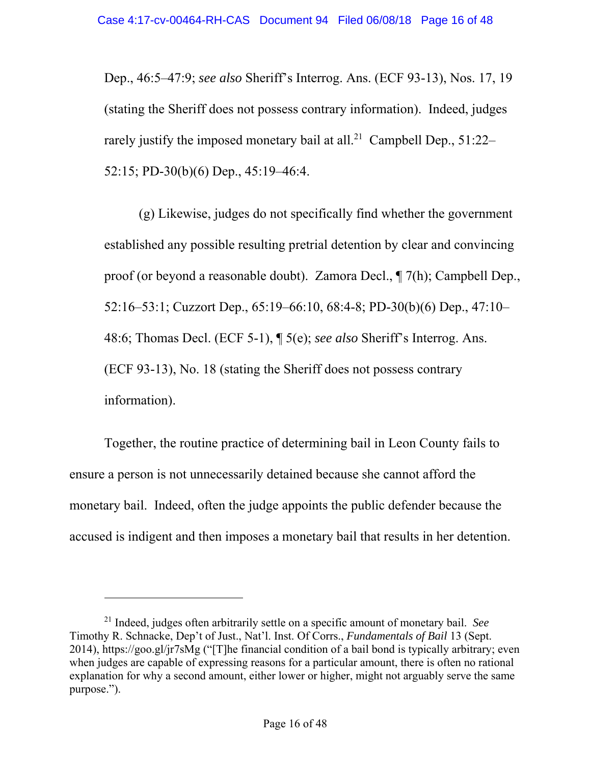Dep., 46:5–47:9; *see also* Sheriff's Interrog. Ans. (ECF 93-13), Nos. 17, 19 (stating the Sheriff does not possess contrary information). Indeed, judges rarely justify the imposed monetary bail at all.[21] Campbell Dep., 51:22–52:15; PD-30(b)(6) Dep., 45:19–46:4.

(g) Likewise, judges do not specifically find whether the government established any possible resulting pretrial detention by clear and convincing proof (or beyond a reasonable doubt). Zamora Decl., ¶ 7(h); Campbell Dep., 52:16–53:1; Cuzzort Dep., 65:19–66:10, 68:4-8; PD-30(b)(6) Dep., 47:10–48:6; Thomas Decl. (ECF 5-1), ¶ 5(e); *see also* Sheriff's Interrog. Ans. (ECF 93-13), No. 18 (stating the Sheriff does not possess contrary information).

Together, the routine practice of determining bail in Leon County fails to ensure a person is not unnecessarily detained because she cannot afford the monetary bail. Indeed, often the judge appoints the public defender because the accused is indigent and then imposes a monetary bail that results in her detention.

---

[21] Indeed, judges often arbitrarily settle on a specific amount of monetary bail. *See* Timothy R. Schnacke, Dep't of Just., Nat'l. Inst. Of Corrs., *Fundamentals of Bail* 13 (Sept. 2014), https://goo.gl/jr7sMg ("[T]he financial condition of a bail bond is typically arbitrary; even when judges are capable of expressing reasons for a particular amount, there is often no rational explanation for why a second amount, either lower or higher, might not arguably serve the same purpose.").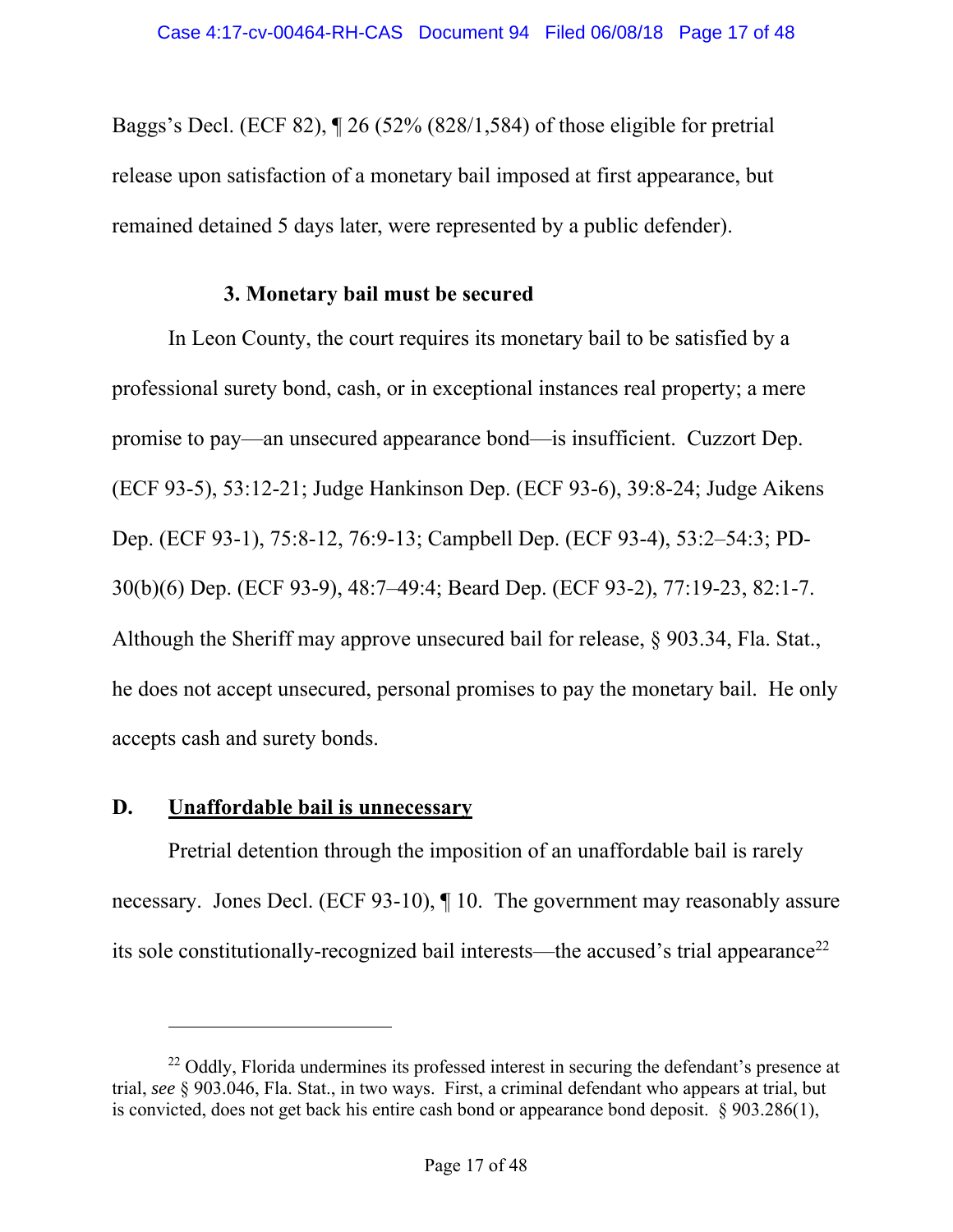Baggs's Decl. (ECF 82), ¶ 26 (52% (828/1,584) of those eligible for pretrial release upon satisfaction of a monetary bail imposed at first appearance, but remained detained 5 days later, were represented by a public defender).

### 3. Monetary bail must be secured

In Leon County, the court requires its monetary bail to be satisfied by a professional surety bond, cash, or in exceptional instances real property; a mere promise to pay—an unsecured appearance bond—is insufficient. Cuzzort Dep. (ECF 93-5), 53:12-21; Judge Hankinson Dep. (ECF 93-6), 39:8-24; Judge Aikens Dep. (ECF 93-1), 75:8-12, 76:9-13; Campbell Dep. (ECF 93-4), 53:2–54:3; PD-30(b)(6) Dep. (ECF 93-9), 48:7–49:4; Beard Dep. (ECF 93-2), 77:19-23, 82:1-7. Although the Sheriff may approve unsecured bail for release, § 903.34, Fla. Stat., he does not accept unsecured, personal promises to pay the monetary bail. He only accepts cash and surety bonds.

## D. Unaffordable bail is unnecessary

Pretrial detention through the imposition of an unaffordable bail is rarely necessary. Jones Decl. (ECF 93-10), ¶ 10. The government may reasonably assure its sole constitutionally-recognized bail interests—the accused's trial appearance[22]

---

[22] Oddly, Florida undermines its professed interest in securing the defendant's presence at trial, *see* § 903.046, Fla. Stat., in two ways. First, a criminal defendant who appears at trial, but is convicted, does not get back his entire cash bond or appearance bond deposit. § 903.286(1),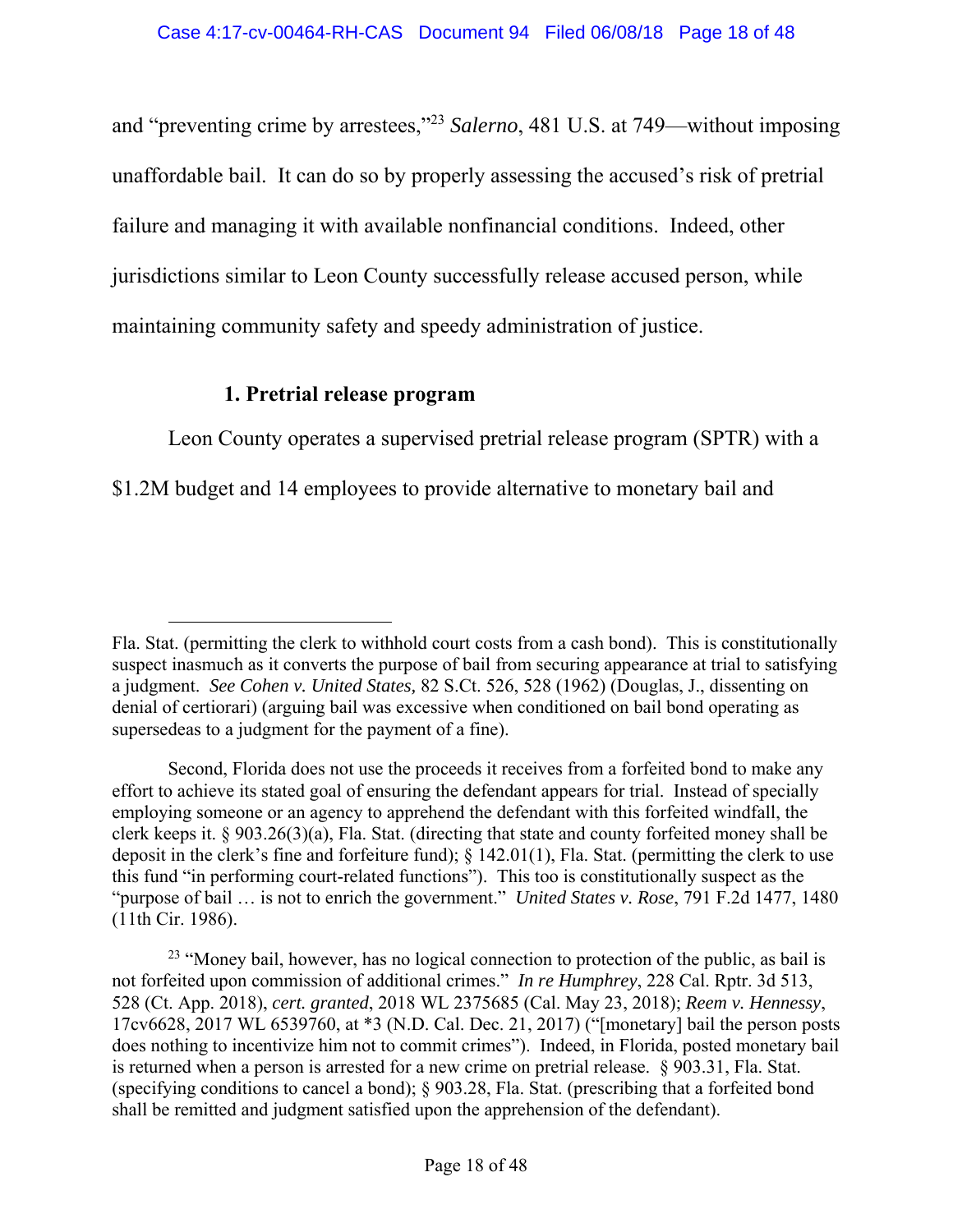and "preventing crime by arrestees,"[23] *Salerno*, 481 U.S. at 749—without imposing unaffordable bail. It can do so by properly assessing the accused's risk of pretrial failure and managing it with available nonfinancial conditions. Indeed, other jurisdictions similar to Leon County successfully release accused person, while maintaining community safety and speedy administration of justice.

### 1. Pretrial release program

Leon County operates a supervised pretrial release program (SPTR) with a $1.2M budget and 14 employees to provide alternative to monetary bail and

---

Fla. Stat. (permitting the clerk to withhold court costs from a cash bond). This is constitutionally suspect inasmuch as it converts the purpose of bail from securing appearance at trial to satisfying a judgment. *See Cohen v. United States,* 82 S.Ct. 526, 528 (1962) (Douglas, J., dissenting on denial of certiorari) (arguing bail was excessive when conditioned on bail bond operating as supersedeas to a judgment for the payment of a fine).

Second, Florida does not use the proceeds it receives from a forfeited bond to make any effort to achieve its stated goal of ensuring the defendant appears for trial. Instead of specially employing someone or an agency to apprehend the defendant with this forfeited windfall, the clerk keeps it. § 903.26(3)(a), Fla. Stat. (directing that state and county forfeited money shall be deposit in the clerk's fine and forfeiture fund); § 142.01(1), Fla. Stat. (permitting the clerk to use this fund "in performing court-related functions"). This too is constitutionally suspect as the "purpose of bail … is not to enrich the government." *United States v. Rose*, 791 F.2d 1477, 1480 (11th Cir. 1986).

[23] "Money bail, however, has no logical connection to protection of the public, as bail is not forfeited upon commission of additional crimes." *In re Humphrey*, 228 Cal. Rptr. 3d 513, 528 (Ct. App. 2018), *cert. granted*, 2018 WL 2375685 (Cal. May 23, 2018); *Reem v. Hennessy*, 17cv6628, 2017 WL 6539760, at *3 (N.D. Cal. Dec. 21, 2017) ("[monetary] bail the person posts does nothing to incentivize him not to commit crimes"). Indeed, in Florida, posted monetary bail is returned when a person is arrested for a new crime on pretrial release. § 903.31, Fla. Stat. (specifying conditions to cancel a bond); § 903.28, Fla. Stat. (prescribing that a forfeited bond shall be remitted and judgment satisfied upon the apprehension of the defendant).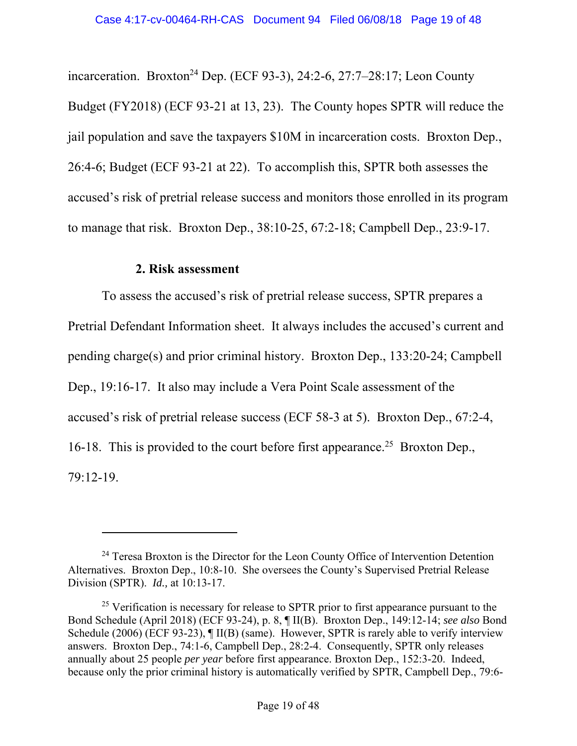incarceration. Broxton[24] Dep. (ECF 93-3), 24:2-6, 27:7–28:17; Leon County Budget (FY2018) (ECF 93-21 at 13, 23). The County hopes SPTR will reduce the jail population and save the taxpayers $10M in incarceration costs. Broxton Dep., 26:4-6; Budget (ECF 93-21 at 22). To accomplish this, SPTR both assesses the accused's risk of pretrial release success and monitors those enrolled in its program to manage that risk. Broxton Dep., 38:10-25, 67:2-18; Campbell Dep., 23:9-17.

### 2. Risk assessment

To assess the accused's risk of pretrial release success, SPTR prepares a Pretrial Defendant Information sheet. It always includes the accused's current and pending charge(s) and prior criminal history. Broxton Dep., 133:20-24; Campbell Dep., 19:16-17. It also may include a Vera Point Scale assessment of the accused's risk of pretrial release success (ECF 58-3 at 5). Broxton Dep., 67:2-4, 16-18. This is provided to the court before first appearance.[25] Broxton Dep., 79:12-19.

---

[24] Teresa Broxton is the Director for the Leon County Office of Intervention Detention Alternatives. Broxton Dep., 10:8-10. She oversees the County's Supervised Pretrial Release Division (SPTR). *Id.,* at 10:13-17.

[25] Verification is necessary for release to SPTR prior to first appearance pursuant to the Bond Schedule (April 2018) (ECF 93-24), p. 8, ¶ II(B). Broxton Dep., 149:12-14; *see also* Bond Schedule (2006) (ECF 93-23), ¶ II(B) (same). However, SPTR is rarely able to verify interview answers. Broxton Dep., 74:1-6, Campbell Dep., 28:2-4. Consequently, SPTR only releases annually about 25 people *per year* before first appearance. Broxton Dep., 152:3-20. Indeed, because only the prior criminal history is automatically verified by SPTR, Campbell Dep., 79:6-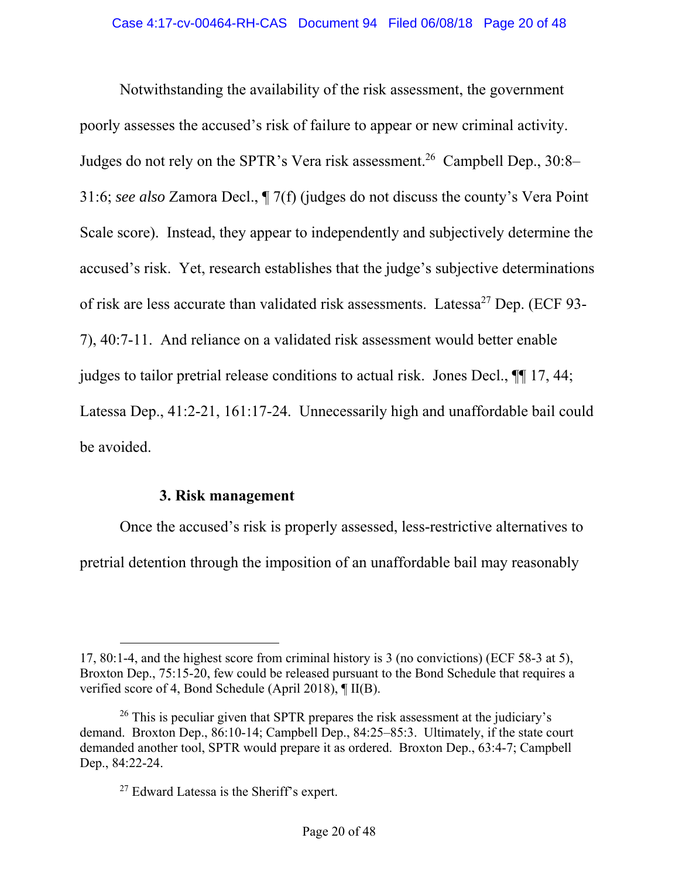Notwithstanding the availability of the risk assessment, the government poorly assesses the accused's risk of failure to appear or new criminal activity. Judges do not rely on the SPTR's Vera risk assessment.[26] Campbell Dep., 30:8–31:6; *see also* Zamora Decl., ¶ 7(f) (judges do not discuss the county's Vera Point Scale score). Instead, they appear to independently and subjectively determine the accused's risk. Yet, research establishes that the judge's subjective determinations of risk are less accurate than validated risk assessments. Latessa[27] Dep. (ECF 93-7), 40:7-11. And reliance on a validated risk assessment would better enable judges to tailor pretrial release conditions to actual risk. Jones Decl., ¶¶ 17, 44; Latessa Dep., 41:2-21, 161:17-24. Unnecessarily high and unaffordable bail could be avoided.

### 3. Risk management

Once the accused's risk is properly assessed, less-restrictive alternatives to pretrial detention through the imposition of an unaffordable bail may reasonably

---

17, 80:1-4, and the highest score from criminal history is 3 (no convictions) (ECF 58-3 at 5), Broxton Dep., 75:15-20, few could be released pursuant to the Bond Schedule that requires a verified score of 4, Bond Schedule (April 2018), ¶ II(B).

[26] This is peculiar given that SPTR prepares the risk assessment at the judiciary's demand. Broxton Dep., 86:10-14; Campbell Dep., 84:25–85:3. Ultimately, if the state court demanded another tool, SPTR would prepare it as ordered. Broxton Dep., 63:4-7; Campbell Dep., 84:22-24.

[27] Edward Latessa is the Sheriff's expert.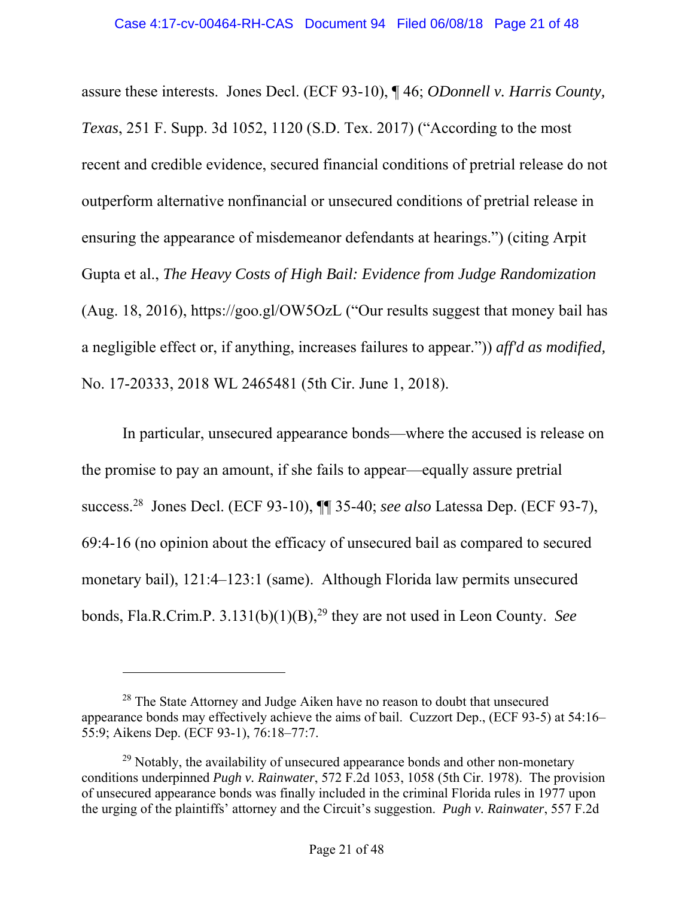assure these interests. Jones Decl. (ECF 93-10), ¶ 46; *ODonnell v. Harris County, Texas*, 251 F. Supp. 3d 1052, 1120 (S.D. Tex. 2017) ("According to the most recent and credible evidence, secured financial conditions of pretrial release do not outperform alternative nonfinancial or unsecured conditions of pretrial release in ensuring the appearance of misdemeanor defendants at hearings.") (citing Arpit Gupta et al., *The Heavy Costs of High Bail: Evidence from Judge Randomization* (Aug. 18, 2016), https://goo.gl/OW5OzL ("Our results suggest that money bail has a negligible effect or, if anything, increases failures to appear.")) *aff'd as modified,* No. 17-20333, 2018 WL 2465481 (5th Cir. June 1, 2018).

In particular, unsecured appearance bonds—where the accused is release on the promise to pay an amount, if she fails to appear—equally assure pretrial success.[28] Jones Decl. (ECF 93-10), ¶¶ 35-40; *see also* Latessa Dep. (ECF 93-7), 69:4-16 (no opinion about the efficacy of unsecured bail as compared to secured monetary bail), 121:4–123:1 (same). Although Florida law permits unsecured bonds, Fla.R.Crim.P. 3.131(b)(1)(B),[29] they are not used in Leon County. *See*

---

[28] The State Attorney and Judge Aiken have no reason to doubt that unsecured appearance bonds may effectively achieve the aims of bail. Cuzzort Dep., (ECF 93-5) at 54:16–55:9; Aikens Dep. (ECF 93-1), 76:18–77:7.

[29] Notably, the availability of unsecured appearance bonds and other non-monetary conditions underpinned *Pugh v. Rainwater*, 572 F.2d 1053, 1058 (5th Cir. 1978). The provision of unsecured appearance bonds was finally included in the criminal Florida rules in 1977 upon the urging of the plaintiffs' attorney and the Circuit's suggestion. *Pugh v. Rainwater*, 557 F.2d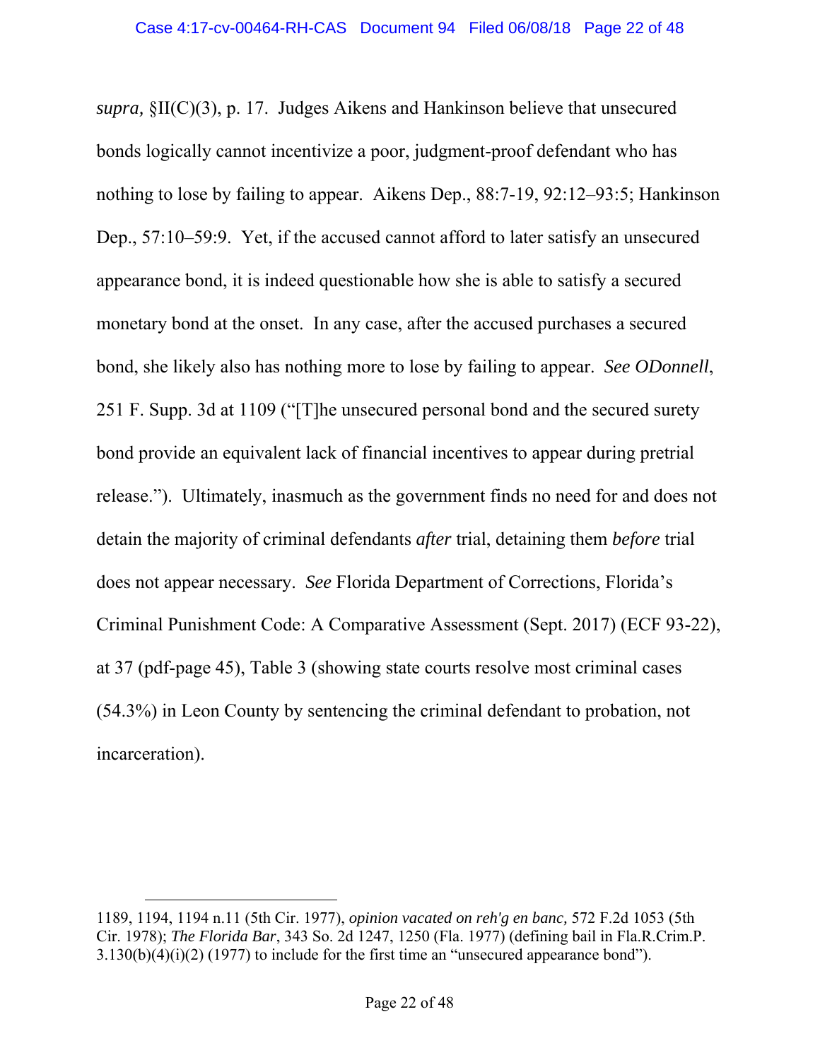*supra,* §II(C)(3), p. 17. Judges Aikens and Hankinson believe that unsecured bonds logically cannot incentivize a poor, judgment-proof defendant who has nothing to lose by failing to appear. Aikens Dep., 88:7-19, 92:12–93:5; Hankinson Dep., 57:10–59:9. Yet, if the accused cannot afford to later satisfy an unsecured appearance bond, it is indeed questionable how she is able to satisfy a secured monetary bond at the onset. In any case, after the accused purchases a secured bond, she likely also has nothing more to lose by failing to appear. *See ODonnell*, 251 F. Supp. 3d at 1109 ("[T]he unsecured personal bond and the secured surety bond provide an equivalent lack of financial incentives to appear during pretrial release."). Ultimately, inasmuch as the government finds no need for and does not detain the majority of criminal defendants *after* trial, detaining them *before* trial does not appear necessary. *See* Florida Department of Corrections, Florida's Criminal Punishment Code: A Comparative Assessment (Sept. 2017) (ECF 93-22), at 37 (pdf-page 45), Table 3 (showing state courts resolve most criminal cases (54.3%) in Leon County by sentencing the criminal defendant to probation, not incarceration).

---

1189, 1194, 1194 n.11 (5th Cir. 1977), *opinion vacated on reh'g en banc,* 572 F.2d 1053 (5th Cir. 1978); *The Florida Bar*, 343 So. 2d 1247, 1250 (Fla. 1977) (defining bail in Fla.R.Crim.P. 3.130(b)(4)(i)(2) (1977) to include for the first time an "unsecured appearance bond").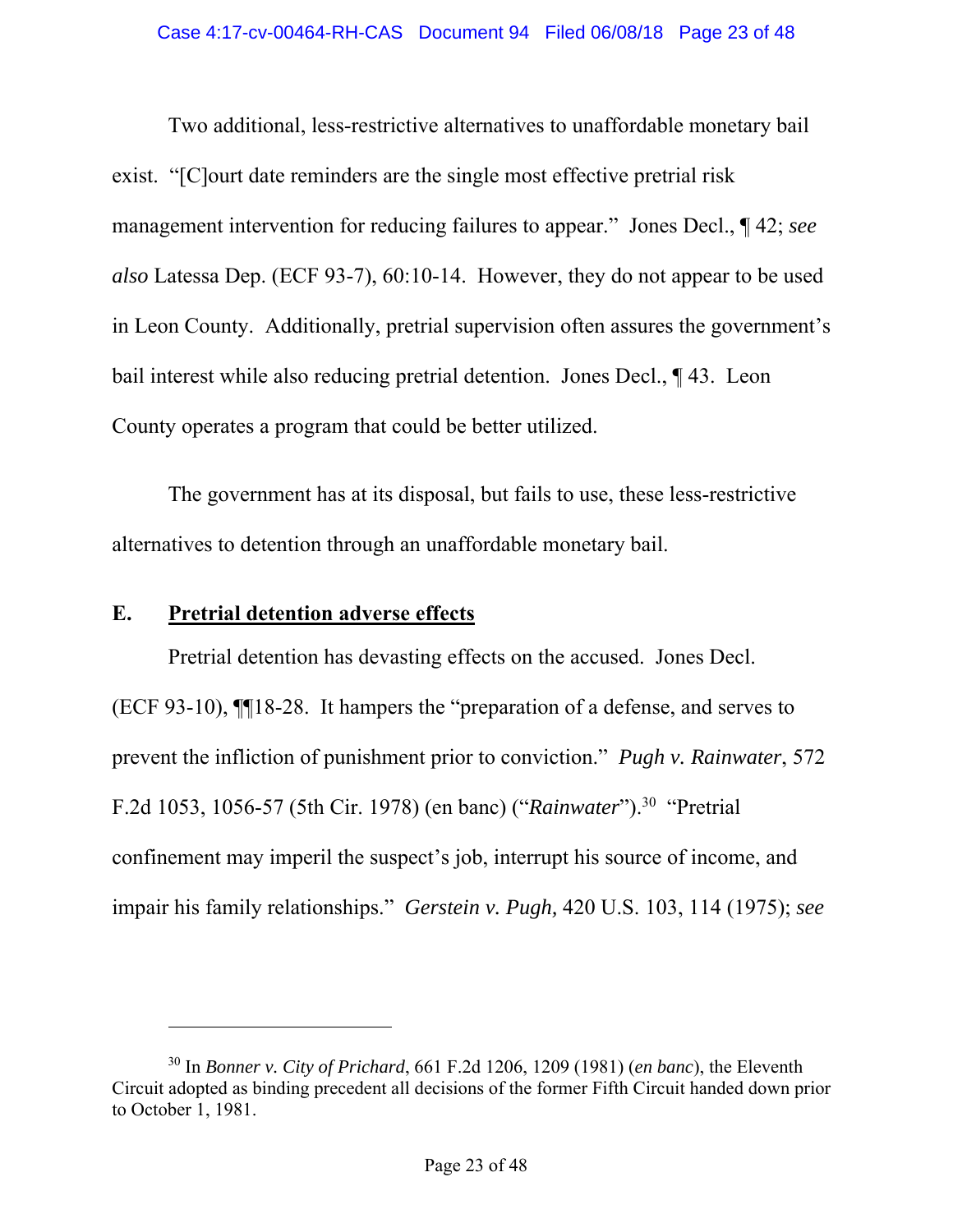Two additional, less-restrictive alternatives to unaffordable monetary bail exist. "[C]ourt date reminders are the single most effective pretrial risk management intervention for reducing failures to appear." Jones Decl., ¶ 42; *see also* Latessa Dep. (ECF 93-7), 60:10-14. However, they do not appear to be used in Leon County. Additionally, pretrial supervision often assures the government's bail interest while also reducing pretrial detention. Jones Decl., ¶ 43. Leon County operates a program that could be better utilized.

The government has at its disposal, but fails to use, these less-restrictive alternatives to detention through an unaffordable monetary bail.

## E. Pretrial detention adverse effects

Pretrial detention has devasting effects on the accused. Jones Decl. (ECF 93-10), ¶¶18-28. It hampers the "preparation of a defense, and serves to prevent the infliction of punishment prior to conviction." *Pugh v. Rainwater*, 572 F.2d 1053, 1056-57 (5th Cir. 1978) (en banc) ("*Rainwater*").[30] "Pretrial confinement may imperil the suspect's job, interrupt his source of income, and impair his family relationships." *Gerstein v. Pugh,* 420 U.S. 103, 114 (1975); *see*

---

[30] In *Bonner v. City of Prichard*, 661 F.2d 1206, 1209 (1981) (*en banc*), the Eleventh Circuit adopted as binding precedent all decisions of the former Fifth Circuit handed down prior to October 1, 1981.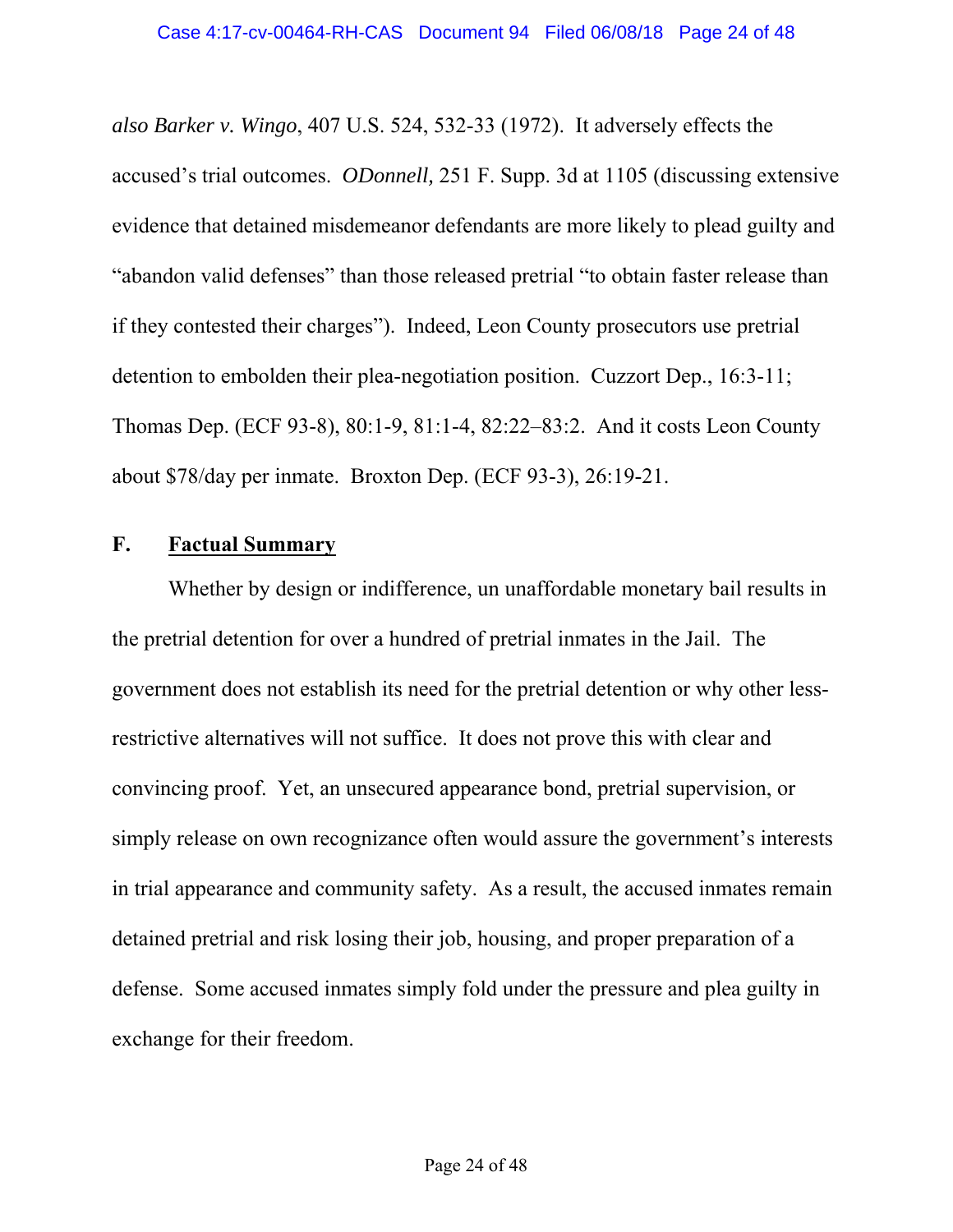*also Barker v. Wingo*, 407 U.S. 524, 532-33 (1972). It adversely effects the accused's trial outcomes. *ODonnell,* 251 F. Supp. 3d at 1105 (discussing extensive evidence that detained misdemeanor defendants are more likely to plead guilty and "abandon valid defenses" than those released pretrial "to obtain faster release than if they contested their charges"). Indeed, Leon County prosecutors use pretrial detention to embolden their plea-negotiation position. Cuzzort Dep., 16:3-11; Thomas Dep. (ECF 93-8), 80:1-9, 81:1-4, 82:22–83:2. And it costs Leon County about $78/day per inmate. Broxton Dep. (ECF 93-3), 26:19-21.

## F. **Factual Summary**

Whether by design or indifference, un unaffordable monetary bail results in the pretrial detention for over a hundred of pretrial inmates in the Jail. The government does not establish its need for the pretrial detention or why other less-restrictive alternatives will not suffice. It does not prove this with clear and convincing proof. Yet, an unsecured appearance bond, pretrial supervision, or simply release on own recognizance often would assure the government's interests in trial appearance and community safety. As a result, the accused inmates remain detained pretrial and risk losing their job, housing, and proper preparation of a defense. Some accused inmates simply fold under the pressure and plea guilty in exchange for their freedom.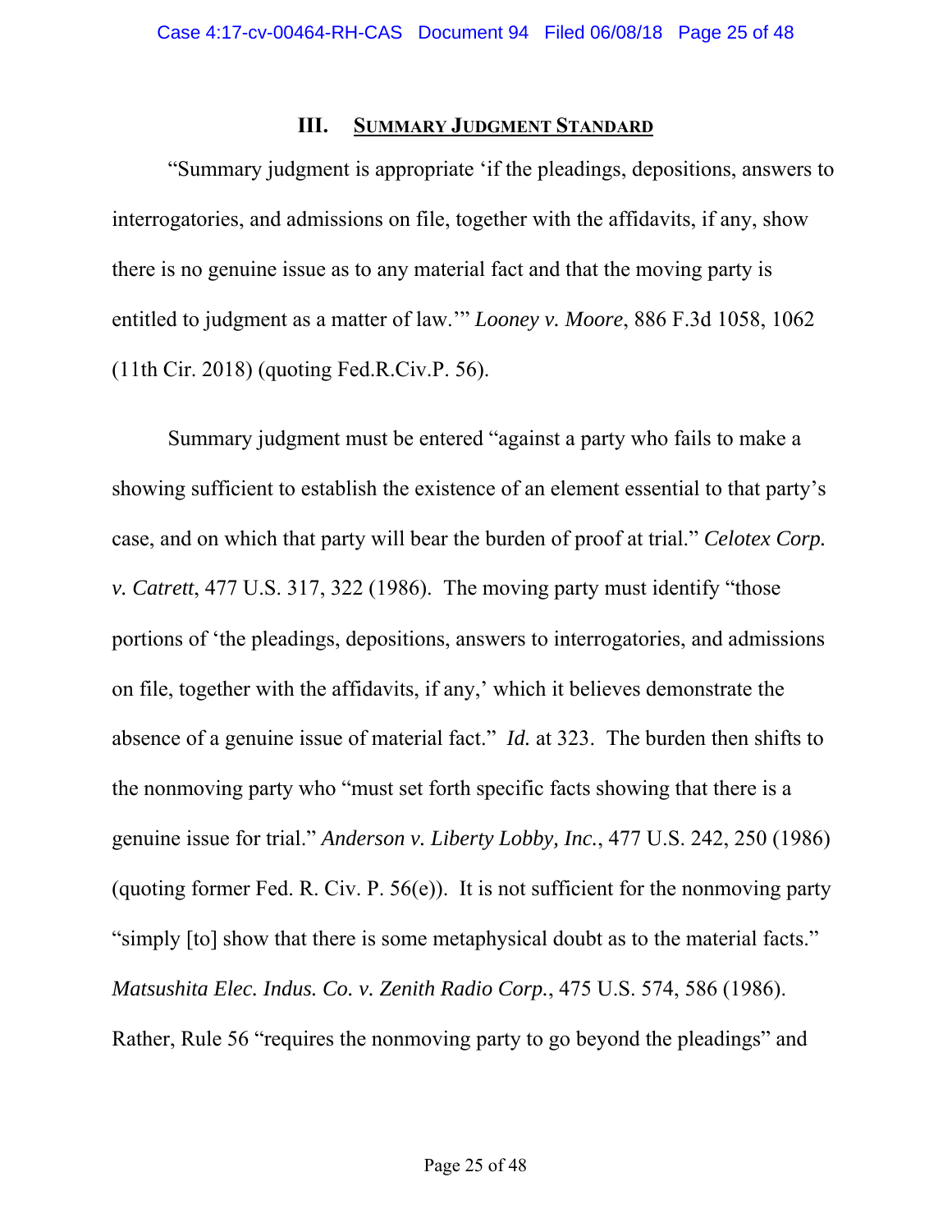## III. SUMMARY JUDGMENT STANDARD

"Summary judgment is appropriate 'if the pleadings, depositions, answers to interrogatories, and admissions on file, together with the affidavits, if any, show there is no genuine issue as to any material fact and that the moving party is entitled to judgment as a matter of law.'" *Looney v. Moore*, 886 F.3d 1058, 1062 (11th Cir. 2018) (quoting Fed.R.Civ.P. 56).

Summary judgment must be entered "against a party who fails to make a showing sufficient to establish the existence of an element essential to that party's case, and on which that party will bear the burden of proof at trial." *Celotex Corp. v. Catrett*, 477 U.S. 317, 322 (1986). The moving party must identify "those portions of 'the pleadings, depositions, answers to interrogatories, and admissions on file, together with the affidavits, if any,' which it believes demonstrate the absence of a genuine issue of material fact." *Id.* at 323. The burden then shifts to the nonmoving party who "must set forth specific facts showing that there is a genuine issue for trial." *Anderson v. Liberty Lobby, Inc.*, 477 U.S. 242, 250 (1986) (quoting former Fed. R. Civ. P. 56(e)). It is not sufficient for the nonmoving party "simply [to] show that there is some metaphysical doubt as to the material facts." *Matsushita Elec. Indus. Co. v. Zenith Radio Corp.*, 475 U.S. 574, 586 (1986). Rather, Rule 56 "requires the nonmoving party to go beyond the pleadings" and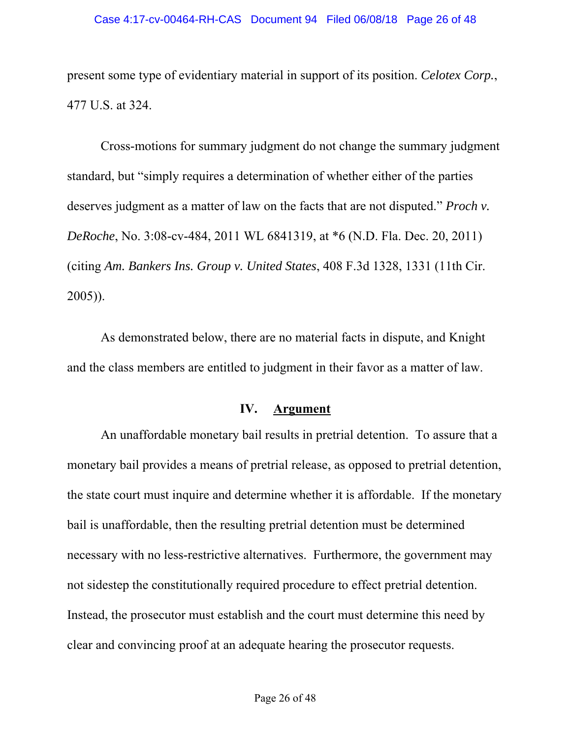present some type of evidentiary material in support of its position. *Celotex Corp.*, 477 U.S. at 324.

Cross-motions for summary judgment do not change the summary judgment standard, but "simply requires a determination of whether either of the parties deserves judgment as a matter of law on the facts that are not disputed." *Proch v. DeRoche*, No. 3:08-cv-484, 2011 WL 6841319, at *6 (N.D. Fla. Dec. 20, 2011) (citing *Am. Bankers Ins. Group v. United States*, 408 F.3d 1328, 1331 (11th Cir. 2005)).

As demonstrated below, there are no material facts in dispute, and Knight and the class members are entitled to judgment in their favor as a matter of law.

## IV. Argument

An unaffordable monetary bail results in pretrial detention. To assure that a monetary bail provides a means of pretrial release, as opposed to pretrial detention, the state court must inquire and determine whether it is affordable. If the monetary bail is unaffordable, then the resulting pretrial detention must be determined necessary with no less-restrictive alternatives. Furthermore, the government may not sidestep the constitutionally required procedure to effect pretrial detention. Instead, the prosecutor must establish and the court must determine this need by clear and convincing proof at an adequate hearing the prosecutor requests.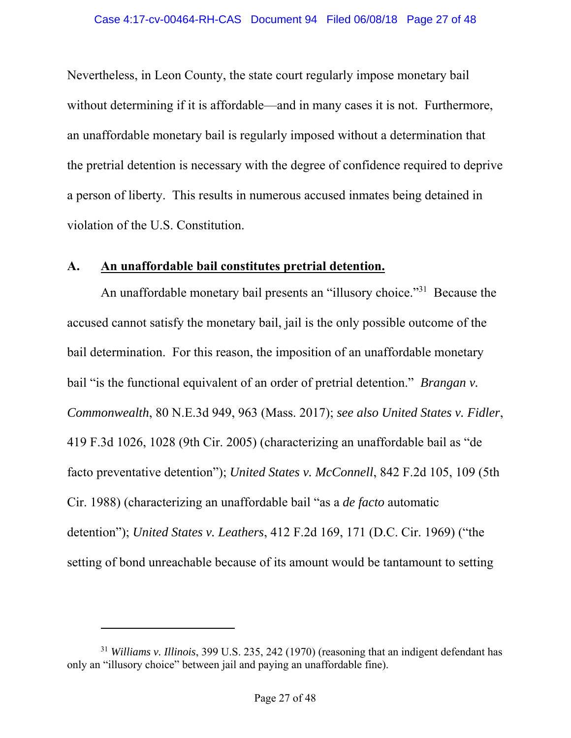Nevertheless, in Leon County, the state court regularly impose monetary bail without determining if it is affordable—and in many cases it is not. Furthermore, an unaffordable monetary bail is regularly imposed without a determination that the pretrial detention is necessary with the degree of confidence required to deprive a person of liberty. This results in numerous accused inmates being detained in violation of the U.S. Constitution.

## A. <u>An unaffordable bail constitutes pretrial detention.</u>

An unaffordable monetary bail presents an "illusory choice."[31] Because the accused cannot satisfy the monetary bail, jail is the only possible outcome of the bail determination. For this reason, the imposition of an unaffordable monetary bail "is the functional equivalent of an order of pretrial detention." *Brangan v. Commonwealth*, 80 N.E.3d 949, 963 (Mass. 2017); *see also United States v. Fidler*, 419 F.3d 1026, 1028 (9th Cir. 2005) (characterizing an unaffordable bail as "de facto preventative detention"); *United States v. McConnell*, 842 F.2d 105, 109 (5th Cir. 1988) (characterizing an unaffordable bail "as a *de facto* automatic detention"); *United States v. Leathers*, 412 F.2d 169, 171 (D.C. Cir. 1969) ("the setting of bond unreachable because of its amount would be tantamount to setting

---

[31] *Williams v. Illinois*, 399 U.S. 235, 242 (1970) (reasoning that an indigent defendant has only an "illusory choice" between jail and paying an unaffordable fine).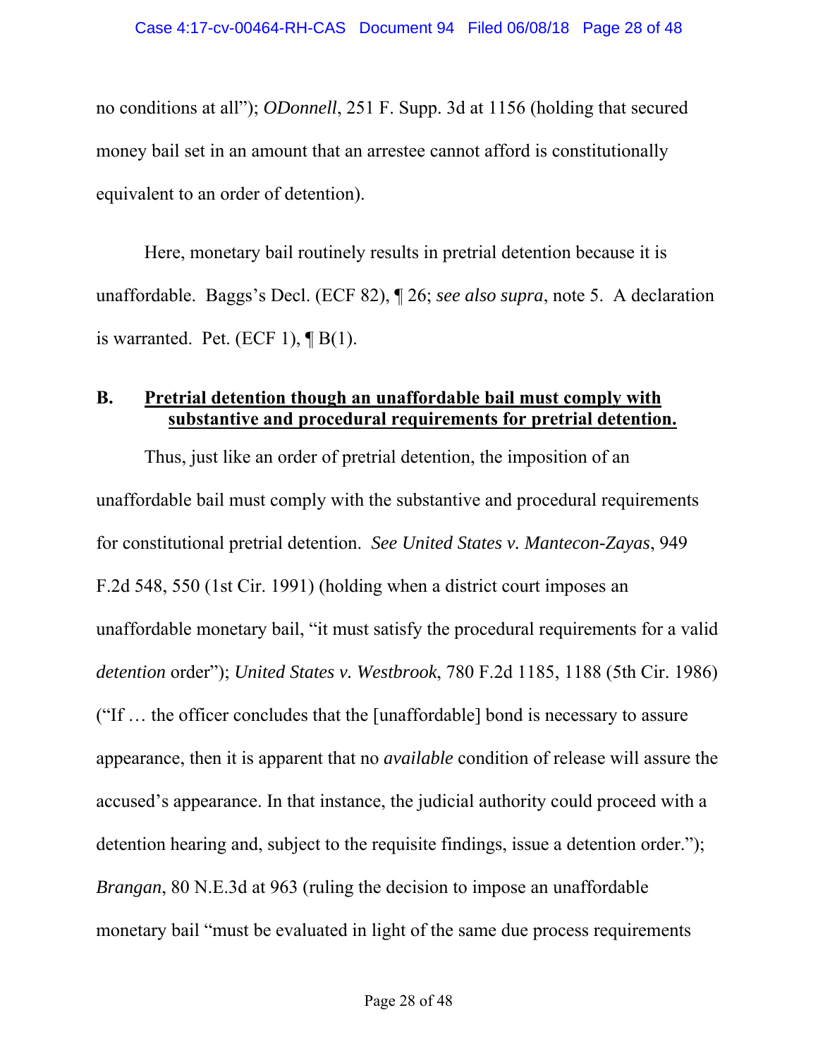no conditions at all"); *ODonnell*, 251 F. Supp. 3d at 1156 (holding that secured money bail set in an amount that an arrestee cannot afford is constitutionally equivalent to an order of detention).

Here, monetary bail routinely results in pretrial detention because it is unaffordable. Baggs's Decl. (ECF 82), ¶ 26; *see also supra*, note 5. A declaration is warranted. Pet. (ECF 1), ¶ B(1).

### B. <u>Pretrial detention though an unaffordable bail must comply with substantive and procedural requirements for pretrial detention.</u>

Thus, just like an order of pretrial detention, the imposition of an unaffordable bail must comply with the substantive and procedural requirements for constitutional pretrial detention. *See United States v. Mantecon-Zayas*, 949 F.2d 548, 550 (1st Cir. 1991) (holding when a district court imposes an unaffordable monetary bail, "it must satisfy the procedural requirements for a valid *detention* order"); *United States v. Westbrook*, 780 F.2d 1185, 1188 (5th Cir. 1986) ("If … the officer concludes that the [unaffordable] bond is necessary to assure appearance, then it is apparent that no *available* condition of release will assure the accused's appearance. In that instance, the judicial authority could proceed with a detention hearing and, subject to the requisite findings, issue a detention order."); *Brangan*, 80 N.E.3d at 963 (ruling the decision to impose an unaffordable monetary bail "must be evaluated in light of the same due process requirements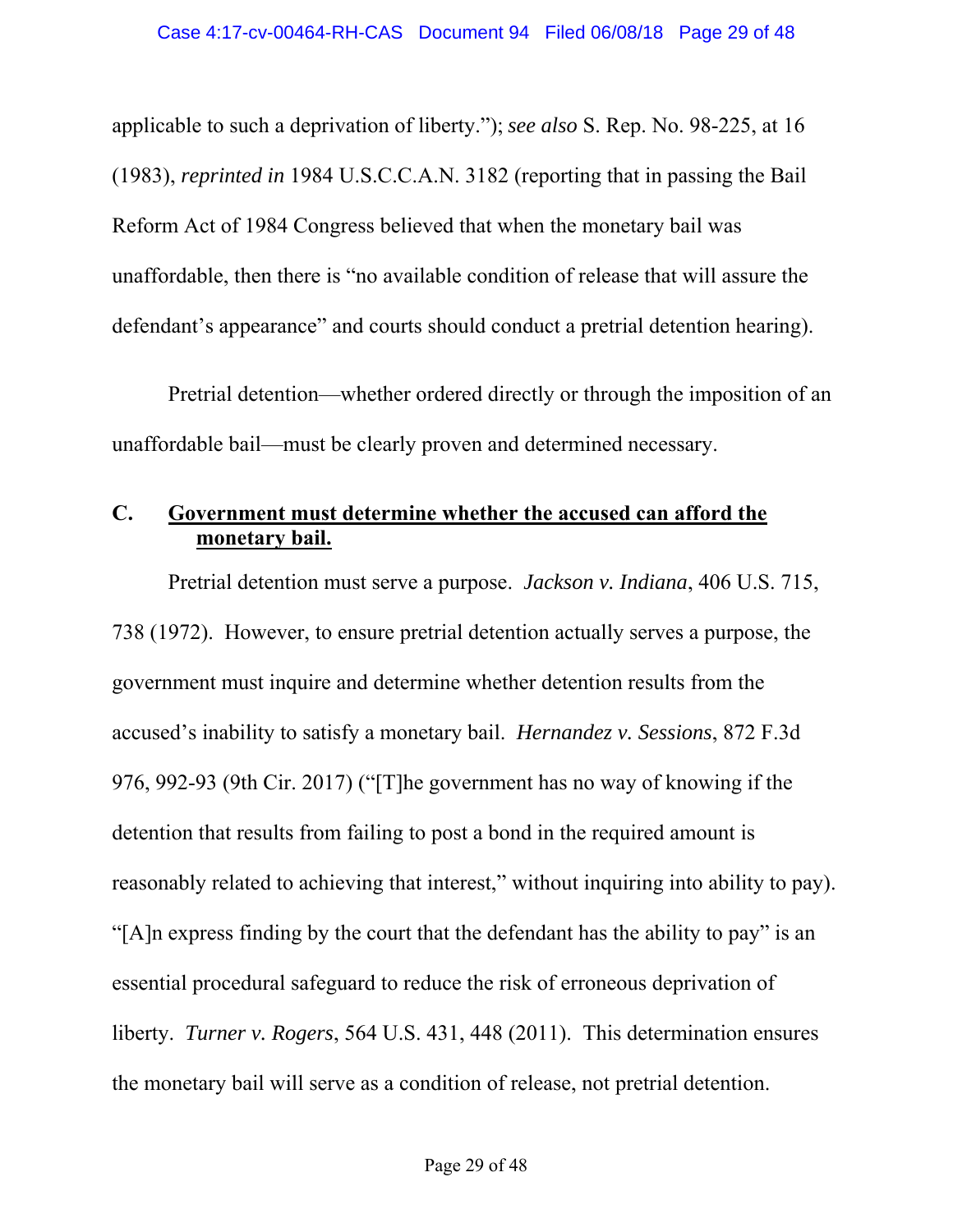applicable to such a deprivation of liberty."); *see also* S. Rep. No. 98-225, at 16 (1983), *reprinted in* 1984 U.S.C.C.A.N. 3182 (reporting that in passing the Bail Reform Act of 1984 Congress believed that when the monetary bail was unaffordable, then there is "no available condition of release that will assure the defendant's appearance" and courts should conduct a pretrial detention hearing).

Pretrial detention—whether ordered directly or through the imposition of an unaffordable bail—must be clearly proven and determined necessary.

### C. Government must determine whether the accused can afford the monetary bail.

Pretrial detention must serve a purpose. *Jackson v. Indiana*, 406 U.S. 715, 738 (1972). However, to ensure pretrial detention actually serves a purpose, the government must inquire and determine whether detention results from the accused's inability to satisfy a monetary bail. *Hernandez v. Sessions*, 872 F.3d 976, 992-93 (9th Cir. 2017) ("[T]he government has no way of knowing if the detention that results from failing to post a bond in the required amount is reasonably related to achieving that interest," without inquiring into ability to pay). "[A]n express finding by the court that the defendant has the ability to pay" is an essential procedural safeguard to reduce the risk of erroneous deprivation of liberty. *Turner v. Rogers*, 564 U.S. 431, 448 (2011). This determination ensures the monetary bail will serve as a condition of release, not pretrial detention.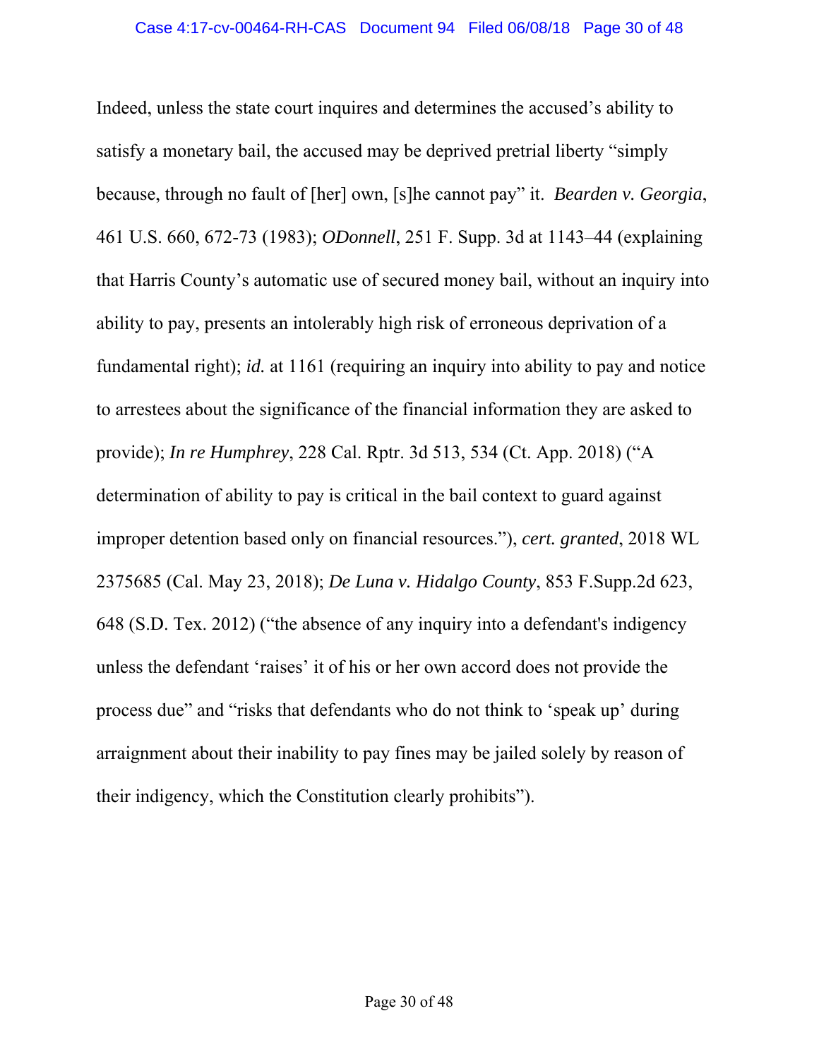Indeed, unless the state court inquires and determines the accused's ability to satisfy a monetary bail, the accused may be deprived pretrial liberty "simply because, through no fault of [her] own, [s]he cannot pay" it. *Bearden v. Georgia*, 461 U.S. 660, 672-73 (1983); *ODonnell*, 251 F. Supp. 3d at 1143–44 (explaining that Harris County's automatic use of secured money bail, without an inquiry into ability to pay, presents an intolerably high risk of erroneous deprivation of a fundamental right); *id.* at 1161 (requiring an inquiry into ability to pay and notice to arrestees about the significance of the financial information they are asked to provide); *In re Humphrey*, 228 Cal. Rptr. 3d 513, 534 (Ct. App. 2018) ("A determination of ability to pay is critical in the bail context to guard against improper detention based only on financial resources."), *cert. granted*, 2018 WL 2375685 (Cal. May 23, 2018); *De Luna v. Hidalgo County*, 853 F.Supp.2d 623, 648 (S.D. Tex. 2012) ("the absence of any inquiry into a defendant's indigency unless the defendant 'raises' it of his or her own accord does not provide the process due" and "risks that defendants who do not think to 'speak up' during arraignment about their inability to pay fines may be jailed solely by reason of their indigency, which the Constitution clearly prohibits").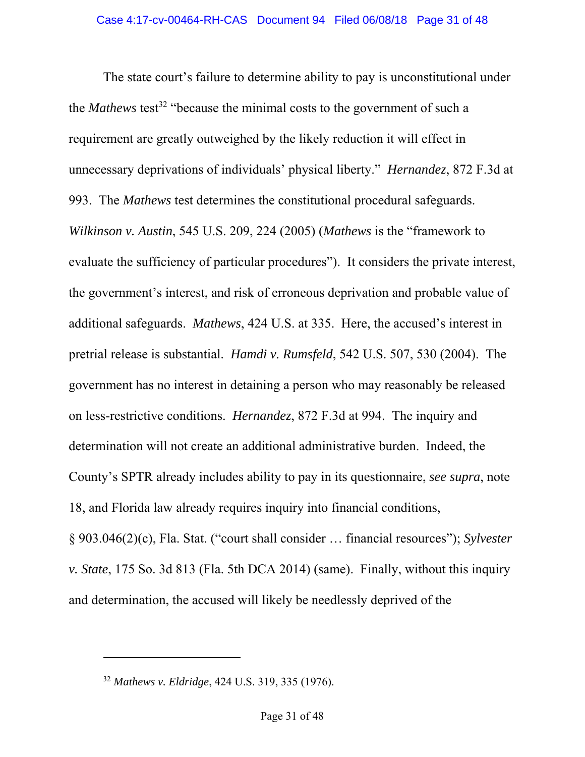The state court's failure to determine ability to pay is unconstitutional under the *Mathews* test[32] "because the minimal costs to the government of such a requirement are greatly outweighed by the likely reduction it will effect in unnecessary deprivations of individuals' physical liberty." *Hernandez*, 872 F.3d at 993. The *Mathews* test determines the constitutional procedural safeguards. *Wilkinson v. Austin*, 545 U.S. 209, 224 (2005) (*Mathews* is the "framework to evaluate the sufficiency of particular procedures"). It considers the private interest, the government's interest, and risk of erroneous deprivation and probable value of additional safeguards. *Mathews*, 424 U.S. at 335. Here, the accused's interest in pretrial release is substantial. *Hamdi v. Rumsfeld*, 542 U.S. 507, 530 (2004). The government has no interest in detaining a person who may reasonably be released on less-restrictive conditions. *Hernandez*, 872 F.3d at 994. The inquiry and determination will not create an additional administrative burden. Indeed, the County's SPTR already includes ability to pay in its questionnaire, *see supra*, note 18, and Florida law already requires inquiry into financial conditions, § 903.046(2)(c), Fla. Stat. ("court shall consider … financial resources"); *Sylvester v. State*, 175 So. 3d 813 (Fla. 5th DCA 2014) (same). Finally, without this inquiry and determination, the accused will likely be needlessly deprived of the

---

[32] *Mathews v. Eldridge*, 424 U.S. 319, 335 (1976).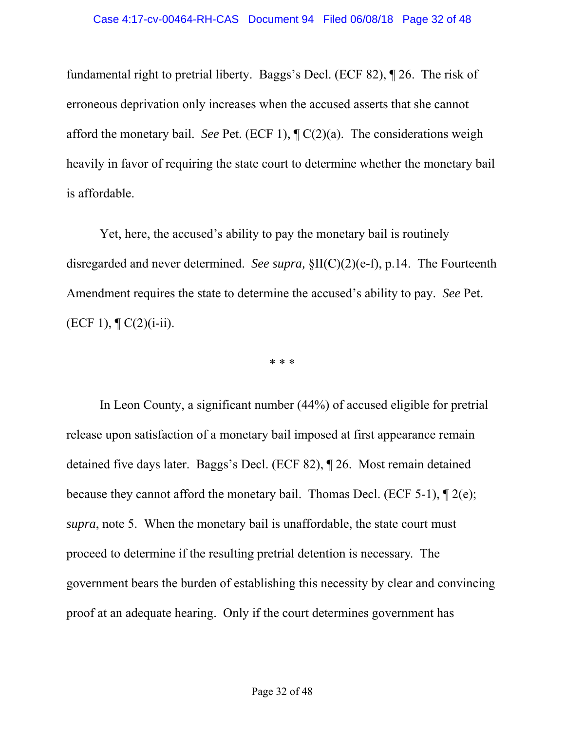fundamental right to pretrial liberty. Baggs's Decl. (ECF 82), ¶ 26. The risk of erroneous deprivation only increases when the accused asserts that she cannot afford the monetary bail. *See* Pet. (ECF 1), ¶ C(2)(a). The considerations weigh heavily in favor of requiring the state court to determine whether the monetary bail is affordable.

Yet, here, the accused's ability to pay the monetary bail is routinely disregarded and never determined. *See supra,* §II(C)(2)(e-f), p.14. The Fourteenth Amendment requires the state to determine the accused's ability to pay. *See* Pet. (ECF 1), ¶ C(2)(i-ii).

\* \* \*

In Leon County, a significant number (44%) of accused eligible for pretrial release upon satisfaction of a monetary bail imposed at first appearance remain detained five days later. Baggs's Decl. (ECF 82), ¶ 26. Most remain detained because they cannot afford the monetary bail. Thomas Decl. (ECF 5-1), ¶ 2(e); *supra*, note 5. When the monetary bail is unaffordable, the state court must proceed to determine if the resulting pretrial detention is necessary. The government bears the burden of establishing this necessity by clear and convincing proof at an adequate hearing. Only if the court determines government has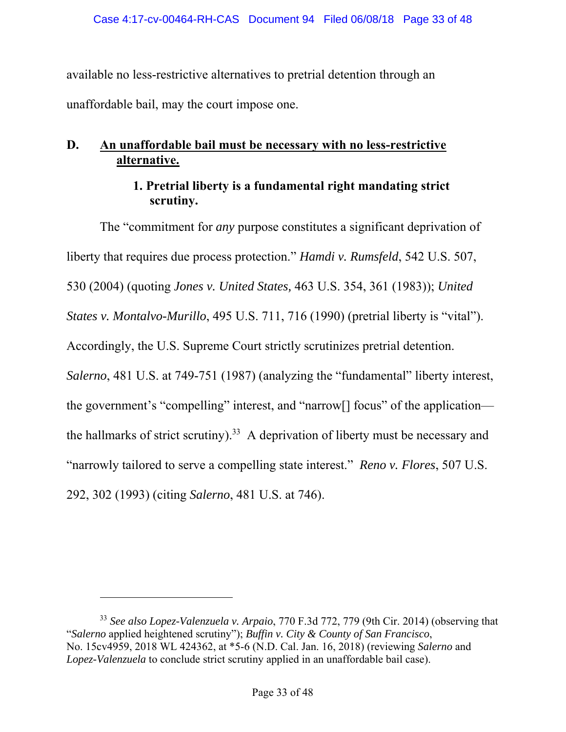available no less-restrictive alternatives to pretrial detention through an unaffordable bail, may the court impose one.

## D. An unaffordable bail must be necessary with no less-restrictive alternative.

### 1. Pretrial liberty is a fundamental right mandating strict scrutiny.

The "commitment for *any* purpose constitutes a significant deprivation of liberty that requires due process protection." *Hamdi v. Rumsfeld*, 542 U.S. 507, 530 (2004) (quoting *Jones v. United States,* 463 U.S. 354, 361 (1983)); *United States v. Montalvo-Murillo*, 495 U.S. 711, 716 (1990) (pretrial liberty is "vital"). Accordingly, the U.S. Supreme Court strictly scrutinizes pretrial detention. *Salerno*, 481 U.S. at 749-751 (1987) (analyzing the "fundamental" liberty interest, the government's "compelling" interest, and "narrow[] focus" of the application—the hallmarks of strict scrutiny).[33] A deprivation of liberty must be necessary and "narrowly tailored to serve a compelling state interest." *Reno v. Flores*, 507 U.S. 292, 302 (1993) (citing *Salerno*, 481 U.S. at 746).

---

[33] *See also Lopez-Valenzuela v. Arpaio*, 770 F.3d 772, 779 (9th Cir. 2014) (observing that "*Salerno* applied heightened scrutiny"); *Buffin v. City & County of San Francisco*, No. 15cv4959, 2018 WL 424362, at *5-6 (N.D. Cal. Jan. 16, 2018) (reviewing *Salerno* and *Lopez-Valenzuela* to conclude strict scrutiny applied in an unaffordable bail case).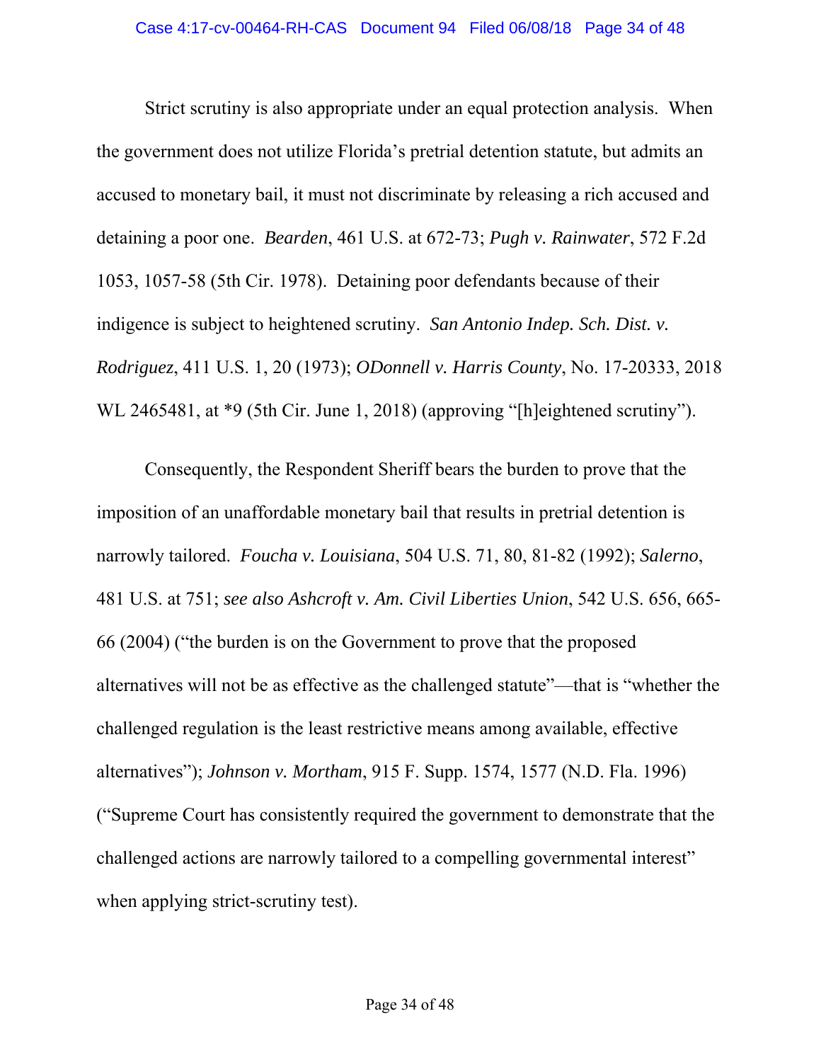Strict scrutiny is also appropriate under an equal protection analysis. When the government does not utilize Florida's pretrial detention statute, but admits an accused to monetary bail, it must not discriminate by releasing a rich accused and detaining a poor one. *Bearden*, 461 U.S. at 672-73; *Pugh v. Rainwater*, 572 F.2d 1053, 1057-58 (5th Cir. 1978). Detaining poor defendants because of their indigence is subject to heightened scrutiny. *San Antonio Indep. Sch. Dist. v. Rodriguez*, 411 U.S. 1, 20 (1973); *ODonnell v. Harris County*, No. 17-20333, 2018 WL 2465481, at *9 (5th Cir. June 1, 2018) (approving "[h]eightened scrutiny").

Consequently, the Respondent Sheriff bears the burden to prove that the imposition of an unaffordable monetary bail that results in pretrial detention is narrowly tailored. *Foucha v. Louisiana*, 504 U.S. 71, 80, 81-82 (1992); *Salerno*, 481 U.S. at 751; *see also Ashcroft v. Am. Civil Liberties Union*, 542 U.S. 656, 665-66 (2004) ("the burden is on the Government to prove that the proposed alternatives will not be as effective as the challenged statute"—that is "whether the challenged regulation is the least restrictive means among available, effective alternatives"); *Johnson v. Mortham*, 915 F. Supp. 1574, 1577 (N.D. Fla. 1996) ("Supreme Court has consistently required the government to demonstrate that the challenged actions are narrowly tailored to a compelling governmental interest" when applying strict-scrutiny test).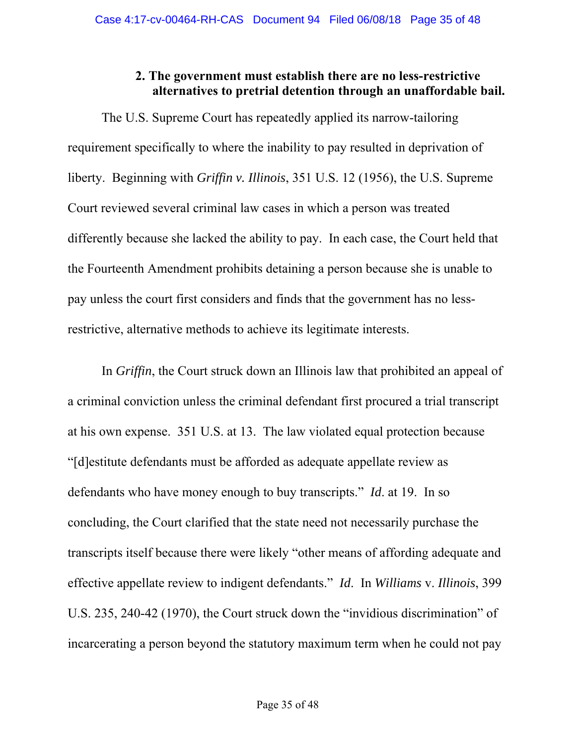### 2. The government must establish there are no less-restrictive alternatives to pretrial detention through an unaffordable bail.

The U.S. Supreme Court has repeatedly applied its narrow-tailoring requirement specifically to where the inability to pay resulted in deprivation of liberty. Beginning with *Griffin v. Illinois*, 351 U.S. 12 (1956), the U.S. Supreme Court reviewed several criminal law cases in which a person was treated differently because she lacked the ability to pay. In each case, the Court held that the Fourteenth Amendment prohibits detaining a person because she is unable to pay unless the court first considers and finds that the government has no less-restrictive, alternative methods to achieve its legitimate interests.

In *Griffin*, the Court struck down an Illinois law that prohibited an appeal of a criminal conviction unless the criminal defendant first procured a trial transcript at his own expense. 351 U.S. at 13. The law violated equal protection because "[d]estitute defendants must be afforded as adequate appellate review as defendants who have money enough to buy transcripts." *Id*. at 19. In so concluding, the Court clarified that the state need not necessarily purchase the transcripts itself because there were likely "other means of affording adequate and effective appellate review to indigent defendants." *Id*. In *Williams* v. *Illinois*, 399 U.S. 235, 240-42 (1970), the Court struck down the "invidious discrimination" of incarcerating a person beyond the statutory maximum term when he could not pay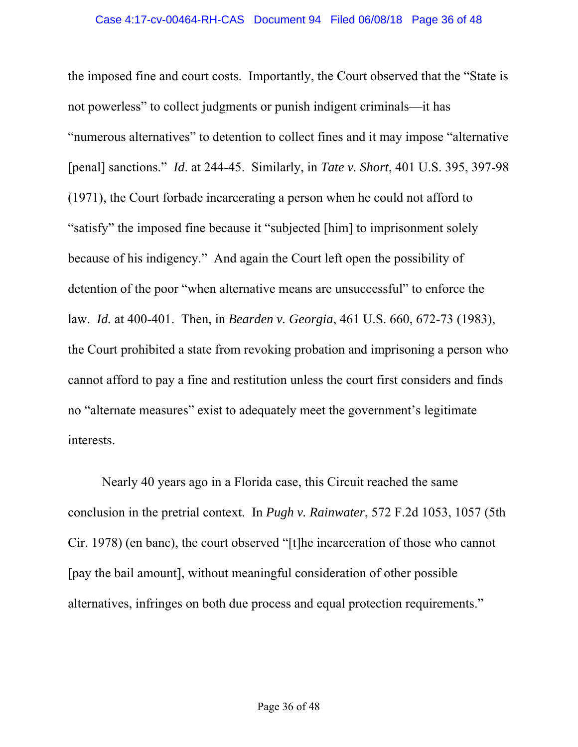the imposed fine and court costs. Importantly, the Court observed that the "State is not powerless" to collect judgments or punish indigent criminals—it has "numerous alternatives" to detention to collect fines and it may impose "alternative [penal] sanctions." *Id*. at 244-45. Similarly, in *Tate v. Short*, 401 U.S. 395, 397-98 (1971), the Court forbade incarcerating a person when he could not afford to "satisfy" the imposed fine because it "subjected [him] to imprisonment solely because of his indigency." And again the Court left open the possibility of detention of the poor "when alternative means are unsuccessful" to enforce the law. *Id.* at 400-401. Then, in *Bearden v. Georgia*, 461 U.S. 660, 672-73 (1983), the Court prohibited a state from revoking probation and imprisoning a person who cannot afford to pay a fine and restitution unless the court first considers and finds no "alternate measures" exist to adequately meet the government's legitimate interests.

Nearly 40 years ago in a Florida case, this Circuit reached the same conclusion in the pretrial context. In *Pugh v. Rainwater*, 572 F.2d 1053, 1057 (5th Cir. 1978) (en banc), the court observed "[t]he incarceration of those who cannot [pay the bail amount], without meaningful consideration of other possible alternatives, infringes on both due process and equal protection requirements."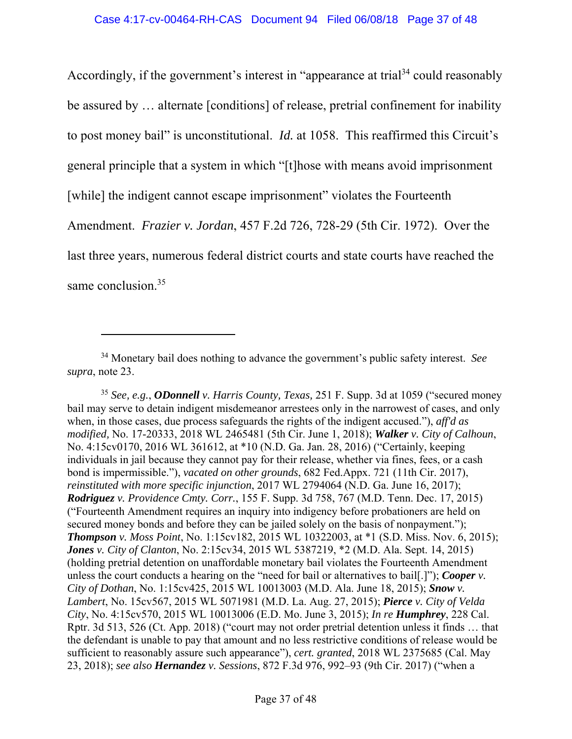Accordingly, if the government's interest in "appearance at trial[34] could reasonably be assured by … alternate [conditions] of release, pretrial confinement for inability to post money bail" is unconstitutional. *Id.* at 1058. This reaffirmed this Circuit's general principle that a system in which "[t]hose with means avoid imprisonment [while] the indigent cannot escape imprisonment" violates the Fourteenth Amendment. *Frazier v. Jordan*, 457 F.2d 726, 728-29 (5th Cir. 1972). Over the last three years, numerous federal district courts and state courts have reached the same conclusion.[35]

---

[34] Monetary bail does nothing to advance the government's public safety interest. *See supra*, note 23.

[35] *See, e.g.*, ***ODonnell*** *v. Harris County, Texas,* 251 F. Supp. 3d at 1059 ("secured money bail may serve to detain indigent misdemeanor arrestees only in the narrowest of cases, and only when, in those cases, due process safeguards the rights of the indigent accused."), *aff'd as modified,* No. 17-20333, 2018 WL 2465481 (5th Cir. June 1, 2018); ***Walker*** *v. City of Calhoun*, No. 4:15cv0170, 2016 WL 361612, at *10 (N.D. Ga. Jan. 28, 2016) ("Certainly, keeping individuals in jail because they cannot pay for their release, whether via fines, fees, or a cash bond is impermissible."), *vacated on other grounds*, 682 Fed.Appx. 721 (11th Cir. 2017), *reinstituted with more specific injunction*, 2017 WL 2794064 (N.D. Ga. June 16, 2017); ***Rodriguez*** *v. Providence Cmty. Corr.*, 155 F. Supp. 3d 758, 767 (M.D. Tenn. Dec. 17, 2015) ("Fourteenth Amendment requires an inquiry into indigency before probationers are held on secured money bonds and before they can be jailed solely on the basis of nonpayment."); ***Thompson*** *v. Moss Point*, No. 1:15cv182, 2015 WL 10322003, at *1 (S.D. Miss. Nov. 6, 2015); ***Jones*** *v. City of Clanton*, No. 2:15cv34, 2015 WL 5387219, *2 (M.D. Ala. Sept. 14, 2015) (holding pretrial detention on unaffordable monetary bail violates the Fourteenth Amendment unless the court conducts a hearing on the "need for bail or alternatives to bail[.]"); ***Cooper*** *v. City of Dothan*, No. 1:15cv425, 2015 WL 10013003 (M.D. Ala. June 18, 2015); ***Snow*** *v. Lambert*, No. 15cv567, 2015 WL 5071981 (M.D. La. Aug. 27, 2015); ***Pierce*** *v. City of Velda City*, No. 4:15cv570, 2015 WL 10013006 (E.D. Mo. June 3, 2015); *In re* ***Humphrey***, 228 Cal. Rptr. 3d 513, 526 (Ct. App. 2018) ("court may not order pretrial detention unless it finds … that the defendant is unable to pay that amount and no less restrictive conditions of release would be sufficient to reasonably assure such appearance"), *cert. granted*, 2018 WL 2375685 (Cal. May 23, 2018); *see also* ***Hernandez*** *v. Sessions*, 872 F.3d 976, 992–93 (9th Cir. 2017) ("when a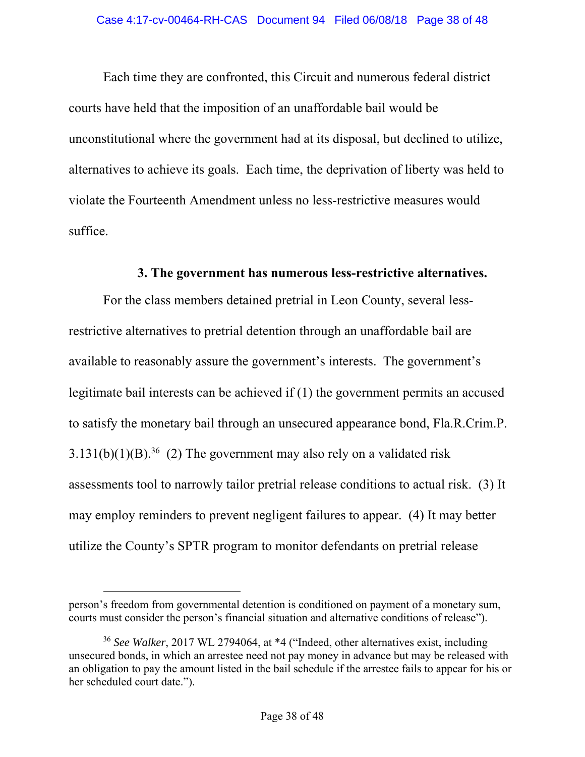Each time they are confronted, this Circuit and numerous federal district courts have held that the imposition of an unaffordable bail would be unconstitutional where the government had at its disposal, but declined to utilize, alternatives to achieve its goals. Each time, the deprivation of liberty was held to violate the Fourteenth Amendment unless no less-restrictive measures would suffice.

**3. The government has numerous less-restrictive alternatives.**

For the class members detained pretrial in Leon County, several less-restrictive alternatives to pretrial detention through an unaffordable bail are available to reasonably assure the government's interests. The government's legitimate bail interests can be achieved if (1) the government permits an accused to satisfy the monetary bail through an unsecured appearance bond, Fla.R.Crim.P. 3.131(b)(1)(B).[36] (2) The government may also rely on a validated risk assessments tool to narrowly tailor pretrial release conditions to actual risk. (3) It may employ reminders to prevent negligent failures to appear. (4) It may better utilize the County's SPTR program to monitor defendants on pretrial release

---

person's freedom from governmental detention is conditioned on payment of a monetary sum, courts must consider the person's financial situation and alternative conditions of release").

[36] *See Walker*, 2017 WL 2794064, at *4 ("Indeed, other alternatives exist, including unsecured bonds, in which an arrestee need not pay money in advance but may be released with an obligation to pay the amount listed in the bail schedule if the arrestee fails to appear for his or her scheduled court date.").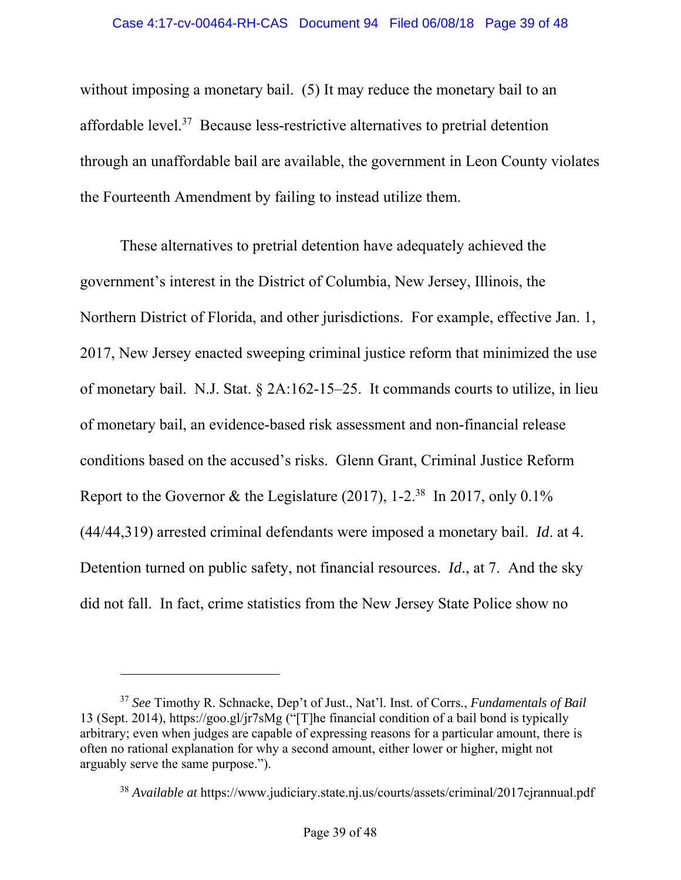without imposing a monetary bail. (5) It may reduce the monetary bail to an affordable level.[37] Because less-restrictive alternatives to pretrial detention through an unaffordable bail are available, the government in Leon County violates the Fourteenth Amendment by failing to instead utilize them.

These alternatives to pretrial detention have adequately achieved the government's interest in the District of Columbia, New Jersey, Illinois, the Northern District of Florida, and other jurisdictions. For example, effective Jan. 1, 2017, New Jersey enacted sweeping criminal justice reform that minimized the use of monetary bail. N.J. Stat. § 2A:162-15–25. It commands courts to utilize, in lieu of monetary bail, an evidence-based risk assessment and non-financial release conditions based on the accused's risks. Glenn Grant, Criminal Justice Reform Report to the Governor & the Legislature (2017), 1-2.[38] In 2017, only 0.1% (44/44,319) arrested criminal defendants were imposed a monetary bail. *Id*. at 4. Detention turned on public safety, not financial resources. *Id*., at 7. And the sky did not fall. In fact, crime statistics from the New Jersey State Police show no

---

[37] *See* Timothy R. Schnacke, Dep't of Just., Nat'l. Inst. of Corrs., *Fundamentals of Bail* 13 (Sept. 2014), https://goo.gl/jr7sMg ("[T]he financial condition of a bail bond is typically arbitrary; even when judges are capable of expressing reasons for a particular amount, there is often no rational explanation for why a second amount, either lower or higher, might not arguably serve the same purpose.").

[38] *Available at* https://www.judiciary.state.nj.us/courts/assets/criminal/2017cjrannual.pdf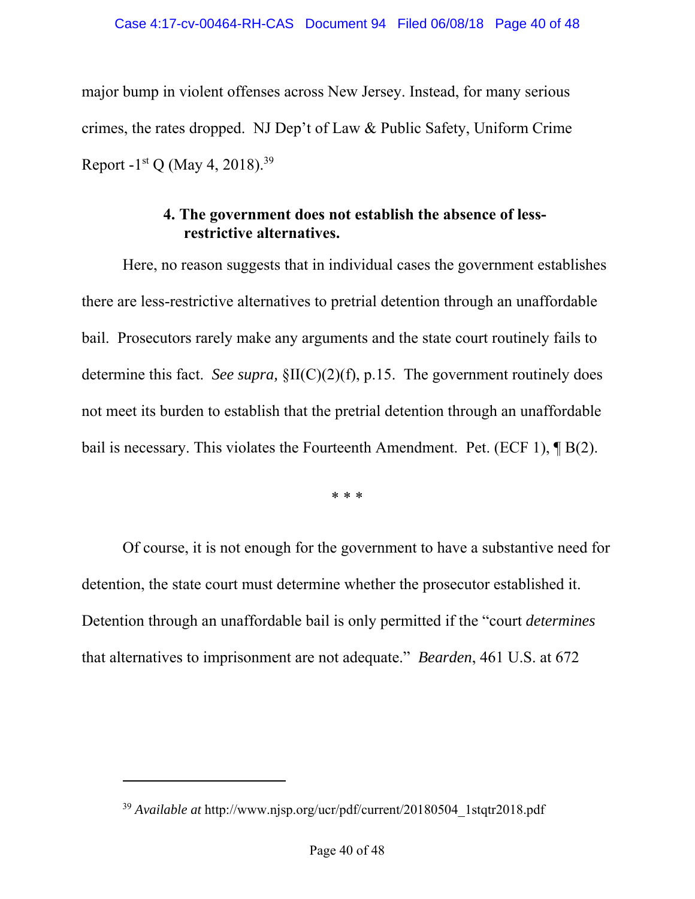major bump in violent offenses across New Jersey. Instead, for many serious crimes, the rates dropped. NJ Dep't of Law & Public Safety, Uniform Crime Report -1st Q (May 4, 2018).[39]

#### 4. The government does not establish the absence of less-restrictive alternatives.

Here, no reason suggests that in individual cases the government establishes there are less-restrictive alternatives to pretrial detention through an unaffordable bail. Prosecutors rarely make any arguments and the state court routinely fails to determine this fact. *See supra,* §II(C)(2)(f), p.15. The government routinely does not meet its burden to establish that the pretrial detention through an unaffordable bail is necessary. This violates the Fourteenth Amendment. Pet. (ECF 1), ¶ B(2).

\* \* \*

Of course, it is not enough for the government to have a substantive need for detention, the state court must determine whether the prosecutor established it. Detention through an unaffordable bail is only permitted if the "court *determines* that alternatives to imprisonment are not adequate." *Bearden*, 461 U.S. at 672

---

[39] *Available at* http://www.njsp.org/ucr/pdf/current/20180504_1stqtr2018.pdf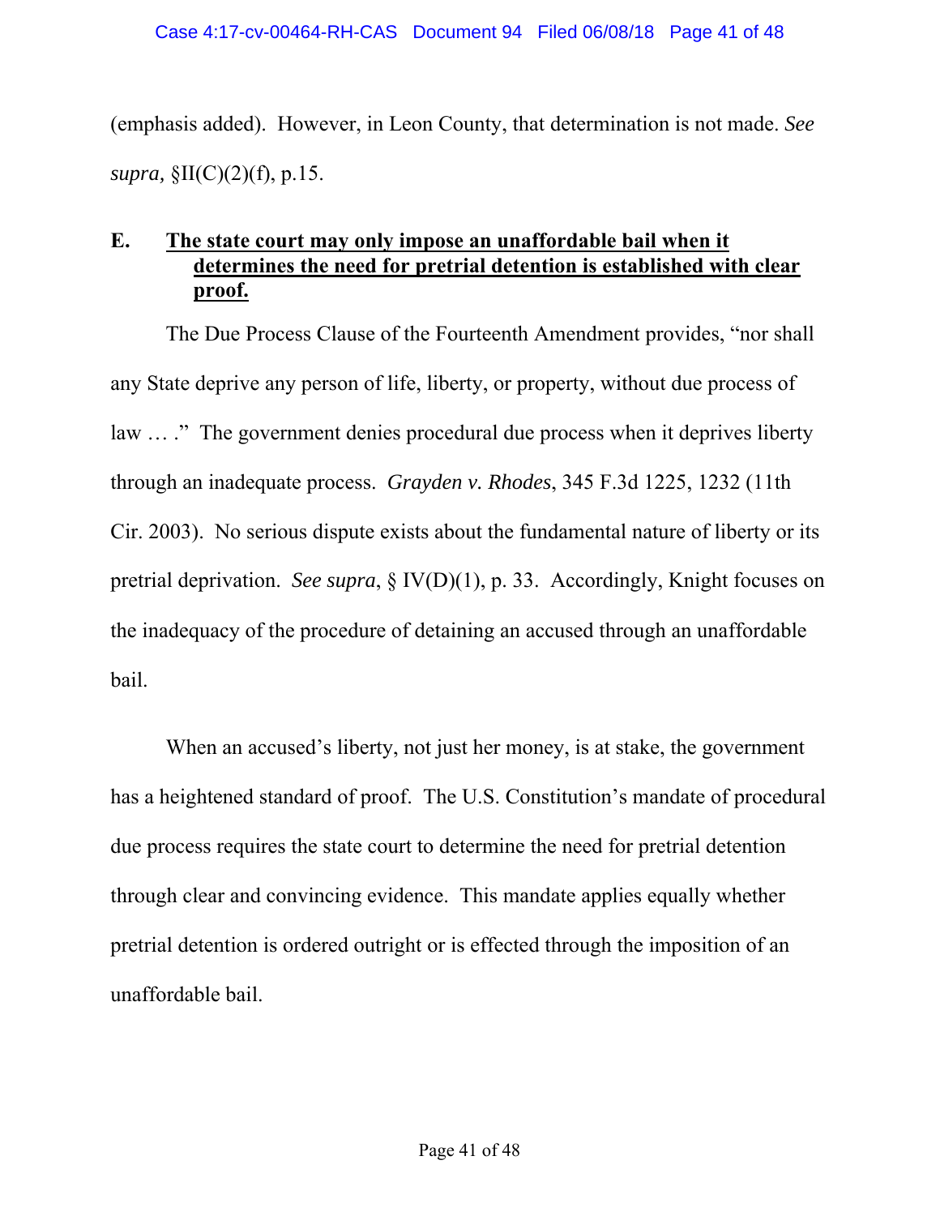(emphasis added). However, in Leon County, that determination is not made. *See supra,* §II(C)(2)(f), p.15.

### E. **The state court may only impose an unaffordable bail when it determines the need for pretrial detention is established with clear proof.**

The Due Process Clause of the Fourteenth Amendment provides, "nor shall any State deprive any person of life, liberty, or property, without due process of law … ." The government denies procedural due process when it deprives liberty through an inadequate process. *Grayden v. Rhodes*, 345 F.3d 1225, 1232 (11th Cir. 2003). No serious dispute exists about the fundamental nature of liberty or its pretrial deprivation. *See supra*, § IV(D)(1), p. 33. Accordingly, Knight focuses on the inadequacy of the procedure of detaining an accused through an unaffordable bail.

When an accused's liberty, not just her money, is at stake, the government has a heightened standard of proof. The U.S. Constitution's mandate of procedural due process requires the state court to determine the need for pretrial detention through clear and convincing evidence. This mandate applies equally whether pretrial detention is ordered outright or is effected through the imposition of an unaffordable bail.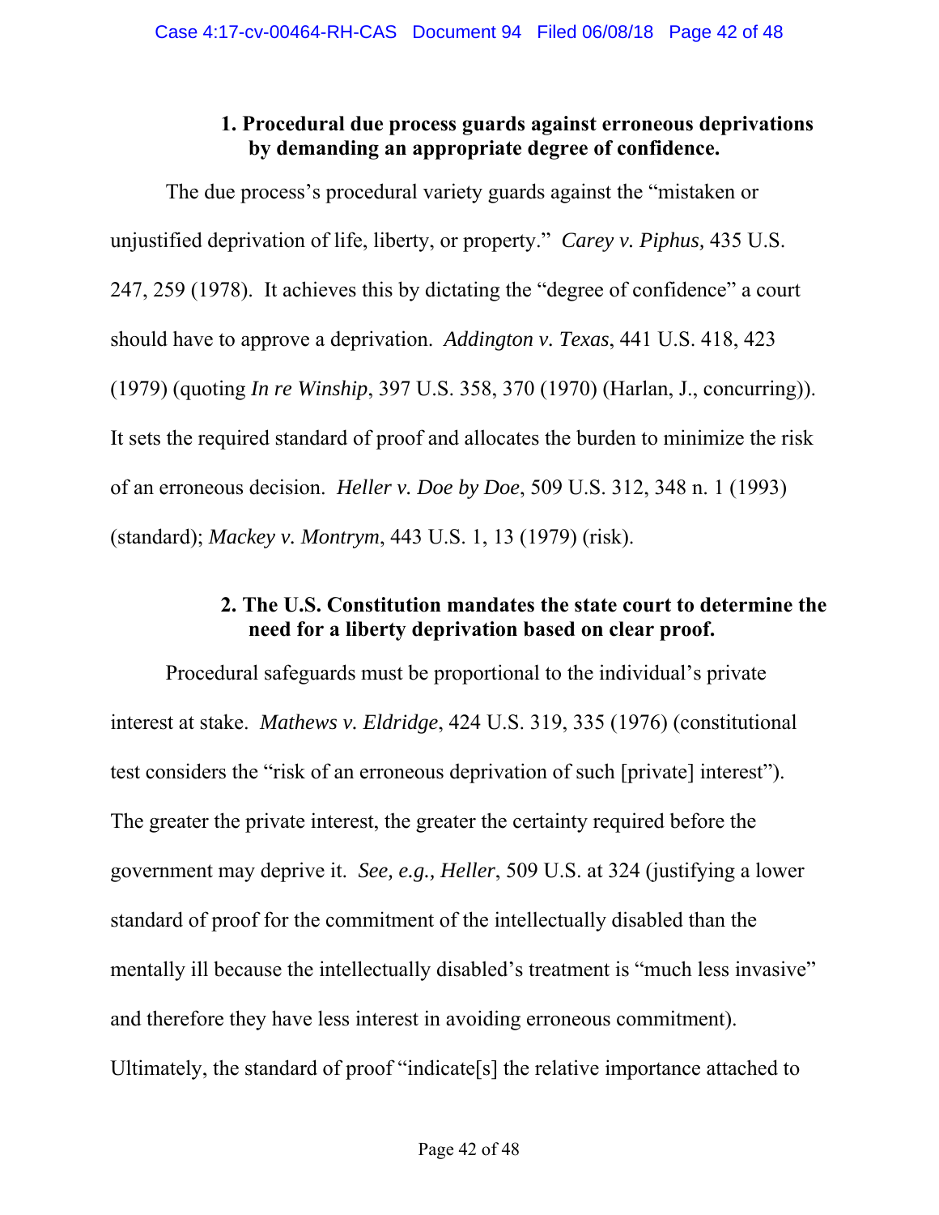### 1. Procedural due process guards against erroneous deprivations by demanding an appropriate degree of confidence.

The due process's procedural variety guards against the "mistaken or unjustified deprivation of life, liberty, or property." *Carey v. Piphus,* 435 U.S. 247, 259 (1978). It achieves this by dictating the "degree of confidence" a court should have to approve a deprivation. *Addington v. Texas*, 441 U.S. 418, 423 (1979) (quoting *In re Winship*, 397 U.S. 358, 370 (1970) (Harlan, J., concurring)). It sets the required standard of proof and allocates the burden to minimize the risk of an erroneous decision. *Heller v. Doe by Doe*, 509 U.S. 312, 348 n. 1 (1993) (standard); *Mackey v. Montrym*, 443 U.S. 1, 13 (1979) (risk).

### 2. The U.S. Constitution mandates the state court to determine the need for a liberty deprivation based on clear proof.

Procedural safeguards must be proportional to the individual's private interest at stake. *Mathews v. Eldridge*, 424 U.S. 319, 335 (1976) (constitutional test considers the "risk of an erroneous deprivation of such [private] interest"). The greater the private interest, the greater the certainty required before the government may deprive it. *See, e.g., Heller*, 509 U.S. at 324 (justifying a lower standard of proof for the commitment of the intellectually disabled than the mentally ill because the intellectually disabled's treatment is "much less invasive" and therefore they have less interest in avoiding erroneous commitment). Ultimately, the standard of proof "indicate[s] the relative importance attached to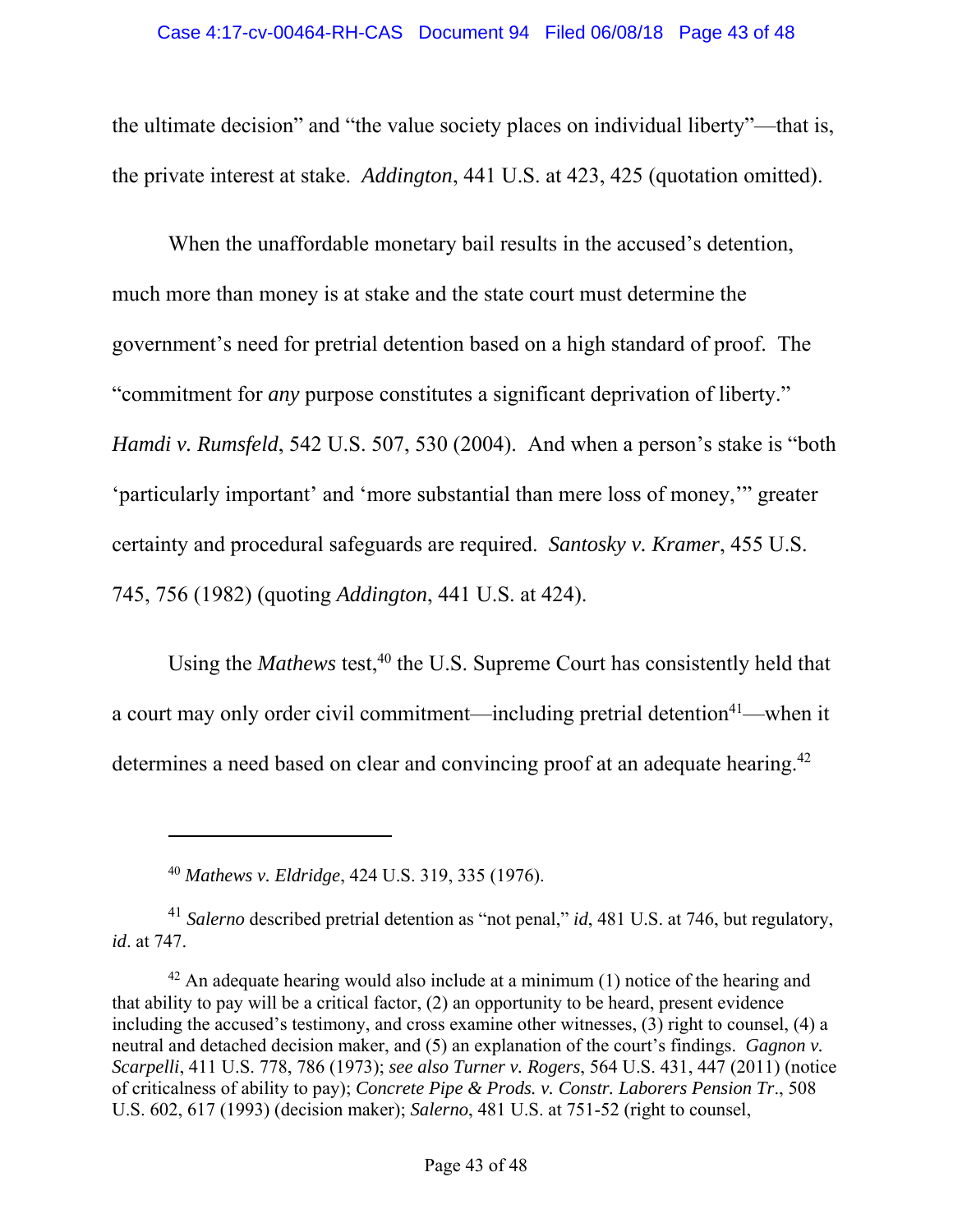the ultimate decision" and "the value society places on individual liberty"—that is, the private interest at stake. *Addington*, 441 U.S. at 423, 425 (quotation omitted).

When the unaffordable monetary bail results in the accused's detention, much more than money is at stake and the state court must determine the government's need for pretrial detention based on a high standard of proof. The "commitment for *any* purpose constitutes a significant deprivation of liberty." *Hamdi v. Rumsfeld*, 542 U.S. 507, 530 (2004). And when a person's stake is "both 'particularly important' and 'more substantial than mere loss of money,'" greater certainty and procedural safeguards are required. *Santosky v. Kramer*, 455 U.S. 745, 756 (1982) (quoting *Addington*, 441 U.S. at 424).

Using the *Mathews* test,[40] the U.S. Supreme Court has consistently held that a court may only order civil commitment—including pretrial detention[41]—when it determines a need based on clear and convincing proof at an adequate hearing.[42]

---

[40] *Mathews v. Eldridge*, 424 U.S. 319, 335 (1976).

[41] *Salerno* described pretrial detention as "not penal," *id*, 481 U.S. at 746, but regulatory, *id*. at 747.

[42] An adequate hearing would also include at a minimum (1) notice of the hearing and that ability to pay will be a critical factor, (2) an opportunity to be heard, present evidence including the accused's testimony, and cross examine other witnesses, (3) right to counsel, (4) a neutral and detached decision maker, and (5) an explanation of the court's findings. *Gagnon v. Scarpelli*, 411 U.S. 778, 786 (1973); *see also Turner v. Rogers*, 564 U.S. 431, 447 (2011) (notice of criticalness of ability to pay); *Concrete Pipe & Prods. v. Constr. Laborers Pension Tr*., 508 U.S. 602, 617 (1993) (decision maker); *Salerno*, 481 U.S. at 751-52 (right to counsel,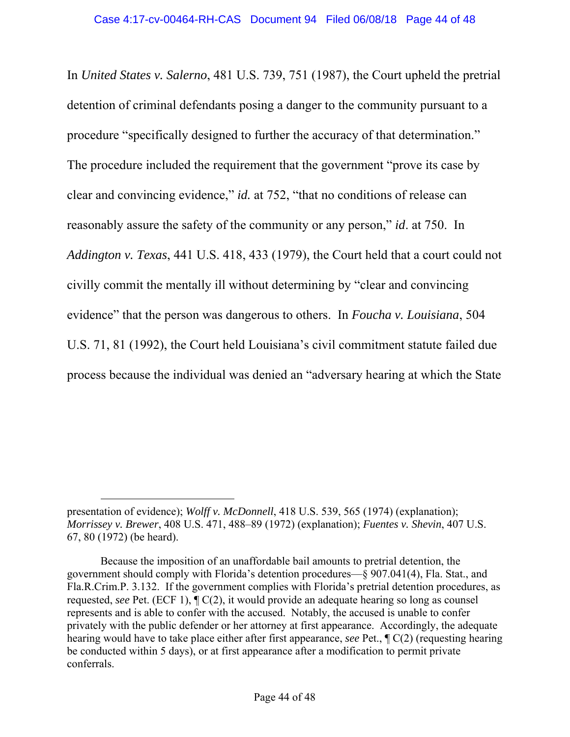In *United States v. Salerno*, 481 U.S. 739, 751 (1987), the Court upheld the pretrial detention of criminal defendants posing a danger to the community pursuant to a procedure "specifically designed to further the accuracy of that determination." The procedure included the requirement that the government "prove its case by clear and convincing evidence," *id.* at 752, "that no conditions of release can reasonably assure the safety of the community or any person," *id*. at 750. In *Addington v. Texas*, 441 U.S. 418, 433 (1979), the Court held that a court could not civilly commit the mentally ill without determining by "clear and convincing evidence" that the person was dangerous to others. In *Foucha v. Louisiana*, 504 U.S. 71, 81 (1992), the Court held Louisiana's civil commitment statute failed due process because the individual was denied an "adversary hearing at which the State

---

presentation of evidence); *Wolff v. McDonnell*, 418 U.S. 539, 565 (1974) (explanation); *Morrissey v. Brewer*, 408 U.S. 471, 488–89 (1972) (explanation); *Fuentes v. Shevin*, 407 U.S. 67, 80 (1972) (be heard).

Because the imposition of an unaffordable bail amounts to pretrial detention, the government should comply with Florida's detention procedures—§ 907.041(4), Fla. Stat., and Fla.R.Crim.P. 3.132. If the government complies with Florida's pretrial detention procedures, as requested, *see* Pet. (ECF 1), ¶ C(2), it would provide an adequate hearing so long as counsel represents and is able to confer with the accused. Notably, the accused is unable to confer privately with the public defender or her attorney at first appearance. Accordingly, the adequate hearing would have to take place either after first appearance, *see* Pet., ¶ C(2) (requesting hearing be conducted within 5 days), or at first appearance after a modification to permit private conferrals.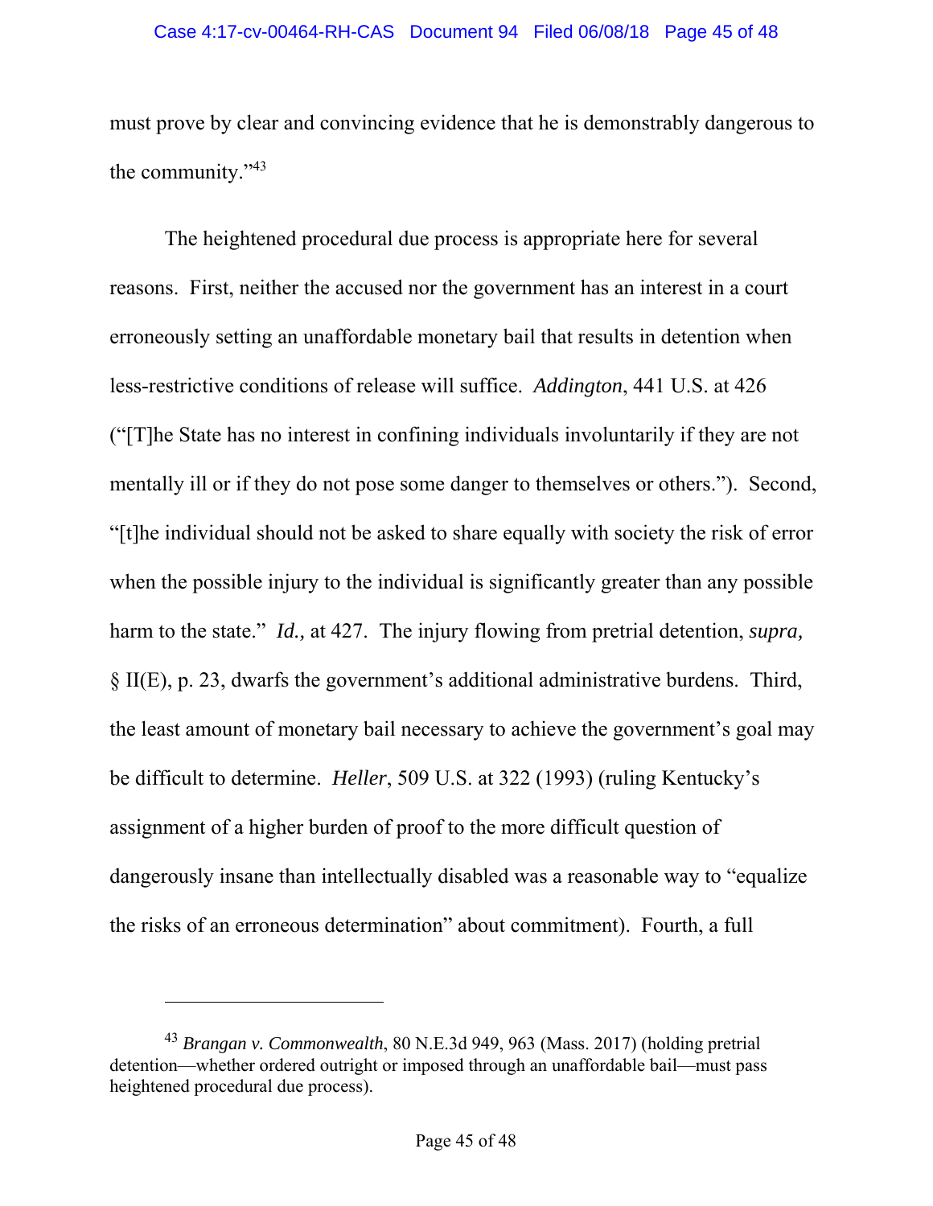must prove by clear and convincing evidence that he is demonstrably dangerous to the community."[43]

The heightened procedural due process is appropriate here for several reasons. First, neither the accused nor the government has an interest in a court erroneously setting an unaffordable monetary bail that results in detention when less-restrictive conditions of release will suffice. *Addington*, 441 U.S. at 426 ("[T]he State has no interest in confining individuals involuntarily if they are not mentally ill or if they do not pose some danger to themselves or others."). Second, "[t]he individual should not be asked to share equally with society the risk of error when the possible injury to the individual is significantly greater than any possible harm to the state." *Id.*, at 427. The injury flowing from pretrial detention, *supra,* § II(E), p. 23, dwarfs the government's additional administrative burdens. Third, the least amount of monetary bail necessary to achieve the government's goal may be difficult to determine. *Heller*, 509 U.S. at 322 (1993) (ruling Kentucky's assignment of a higher burden of proof to the more difficult question of dangerously insane than intellectually disabled was a reasonable way to "equalize the risks of an erroneous determination" about commitment). Fourth, a full

---

[43] *Brangan v. Commonwealth*, 80 N.E.3d 949, 963 (Mass. 2017) (holding pretrial detention—whether ordered outright or imposed through an unaffordable bail—must pass heightened procedural due process).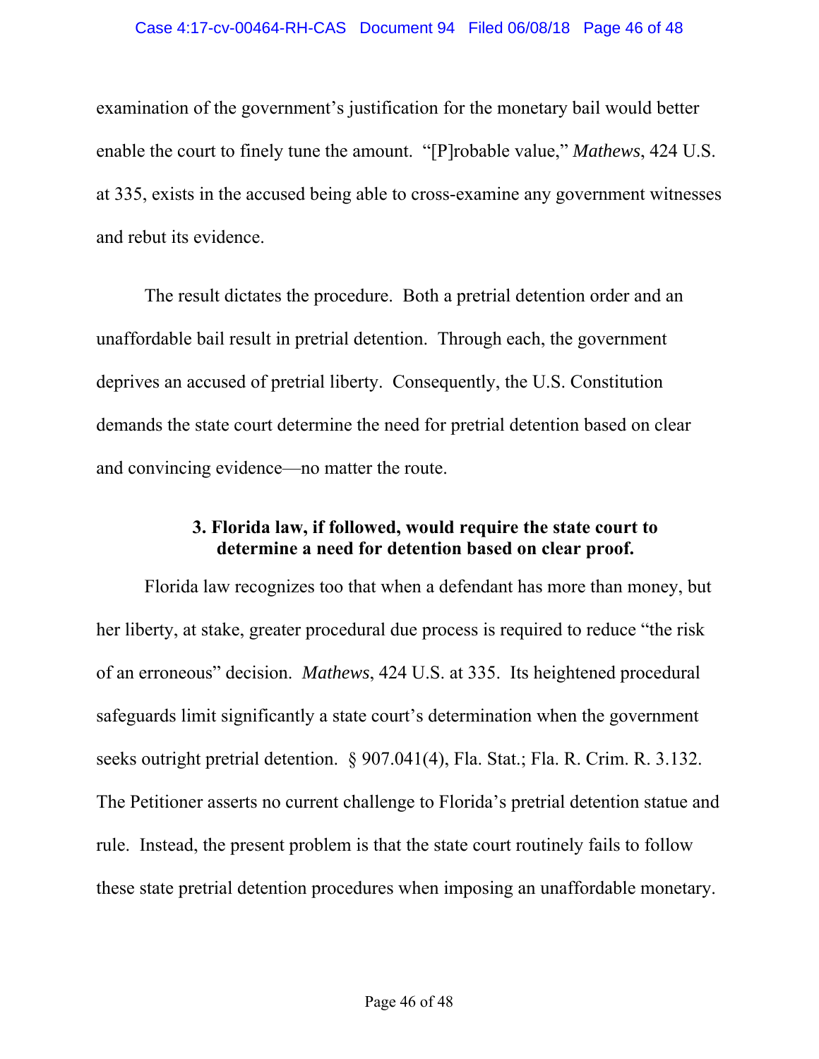examination of the government's justification for the monetary bail would better enable the court to finely tune the amount. "[P]robable value," *Mathews*, 424 U.S. at 335, exists in the accused being able to cross-examine any government witnesses and rebut its evidence.

The result dictates the procedure. Both a pretrial detention order and an unaffordable bail result in pretrial detention. Through each, the government deprives an accused of pretrial liberty. Consequently, the U.S. Constitution demands the state court determine the need for pretrial detention based on clear and convincing evidence—no matter the route.

### 3. Florida law, if followed, would require the state court to determine a need for detention based on clear proof.

Florida law recognizes too that when a defendant has more than money, but her liberty, at stake, greater procedural due process is required to reduce "the risk of an erroneous" decision. *Mathews*, 424 U.S. at 335. Its heightened procedural safeguards limit significantly a state court's determination when the government seeks outright pretrial detention. § 907.041(4), Fla. Stat.; Fla. R. Crim. R. 3.132. The Petitioner asserts no current challenge to Florida's pretrial detention statue and rule. Instead, the present problem is that the state court routinely fails to follow these state pretrial detention procedures when imposing an unaffordable monetary.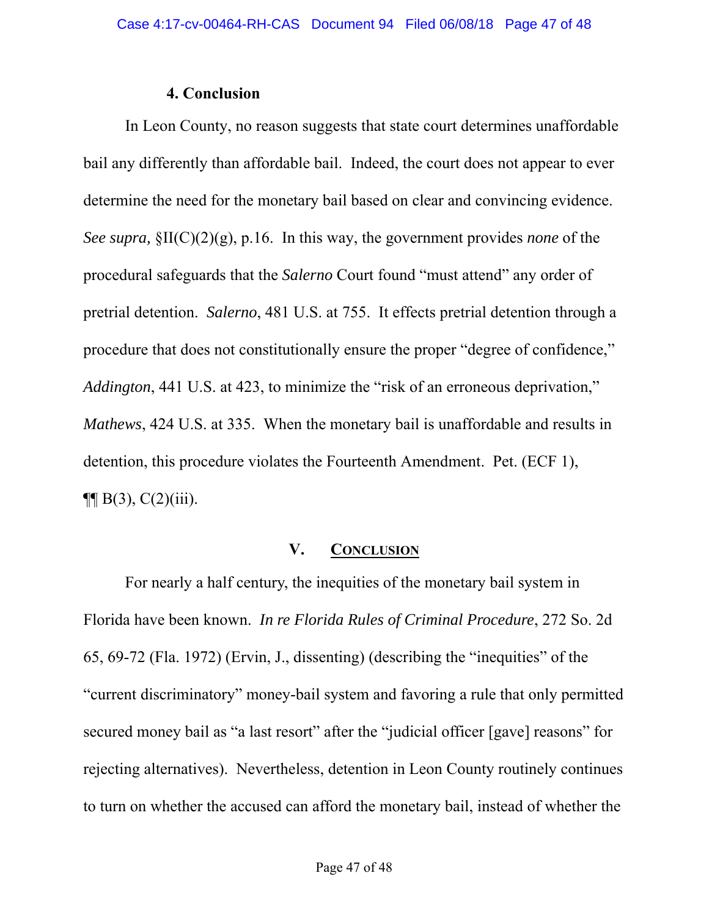#### 4. Conclusion

In Leon County, no reason suggests that state court determines unaffordable bail any differently than affordable bail. Indeed, the court does not appear to ever determine the need for the monetary bail based on clear and convincing evidence. *See supra,* §II(C)(2)(g), p.16. In this way, the government provides *none* of the procedural safeguards that the *Salerno* Court found "must attend" any order of pretrial detention. *Salerno*, 481 U.S. at 755. It effects pretrial detention through a procedure that does not constitutionally ensure the proper "degree of confidence," *Addington*, 441 U.S. at 423, to minimize the "risk of an erroneous deprivation," *Mathews*, 424 U.S. at 335. When the monetary bail is unaffordable and results in detention, this procedure violates the Fourteenth Amendment. Pet. (ECF 1), ¶¶ B(3), C(2)(iii).

## V. Conclusion

For nearly a half century, the inequities of the monetary bail system in Florida have been known. *In re Florida Rules of Criminal Procedure*, 272 So. 2d 65, 69-72 (Fla. 1972) (Ervin, J., dissenting) (describing the "inequities" of the "current discriminatory" money-bail system and favoring a rule that only permitted secured money bail as "a last resort" after the "judicial officer [gave] reasons" for rejecting alternatives). Nevertheless, detention in Leon County routinely continues to turn on whether the accused can afford the monetary bail, instead of whether the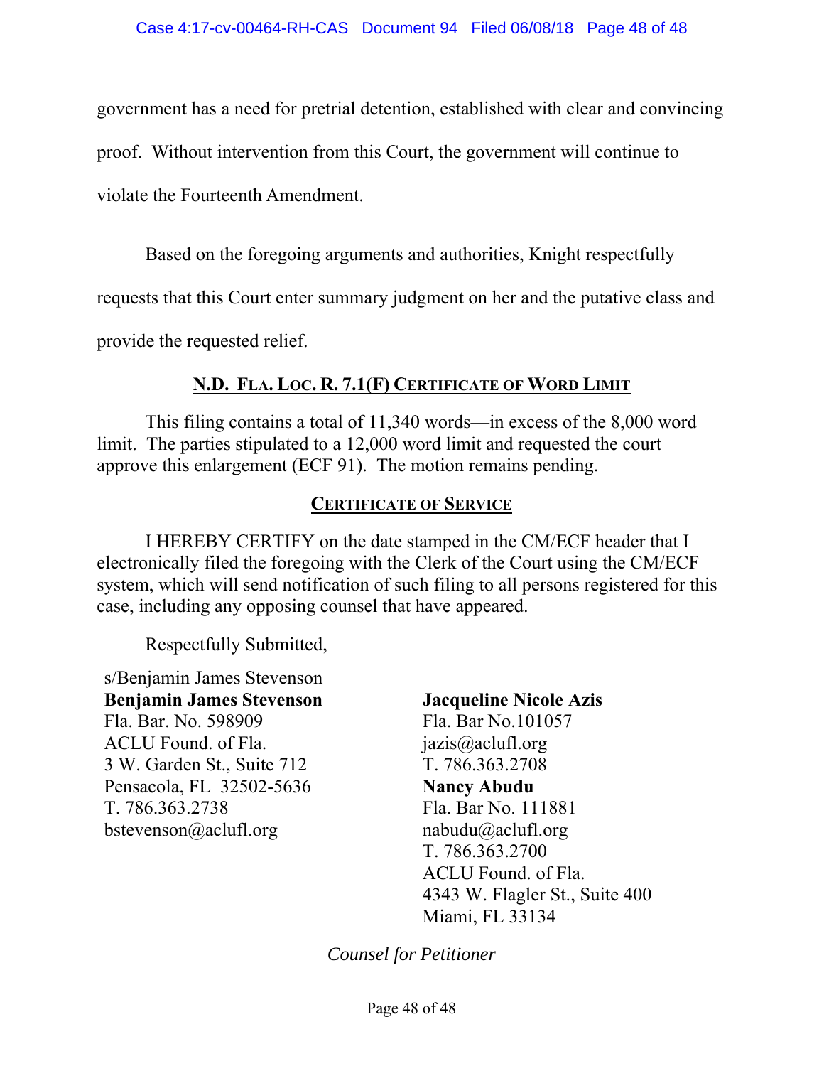government has a need for pretrial detention, established with clear and convincing proof. Without intervention from this Court, the government will continue to violate the Fourteenth Amendment.

Based on the foregoing arguments and authorities, Knight respectfully requests that this Court enter summary judgment on her and the putative class and provide the requested relief.

## N.D. Fla. Loc. R. 7.1(F) Certificate of Word Limit

This filing contains a total of 11,340 words—in excess of the 8,000 word limit. The parties stipulated to a 12,000 word limit and requested the court approve this enlargement (ECF 91). The motion remains pending.

## Certificate of Service

I HEREBY CERTIFY on the date stamped in the CM/ECF header that I electronically filed the foregoing with the Clerk of the Court using the CM/ECF system, which will send notification of such filing to all persons registered for this case, including any opposing counsel that have appeared.

Respectfully Submitted,

s/Benjamin James Stevenson
**Benjamin James Stevenson**
Fla. Bar. No. 598909
ACLU Found. of Fla.
3 W. Garden St., Suite 712
Pensacola, FL 32502-5636
T. 786.363.2738
bstevenson@aclufl.org

**Jacqueline Nicole Azis**
Fla. Bar No.101057
jazis@aclufl.org
T. 786.363.2708
**Nancy Abudu**
Fla. Bar No. 111881
nabudu@aclufl.org
T. 786.363.2700
ACLU Found. of Fla.
4343 W. Flagler St., Suite 400
Miami, FL 33134

*Counsel for Petitioner*